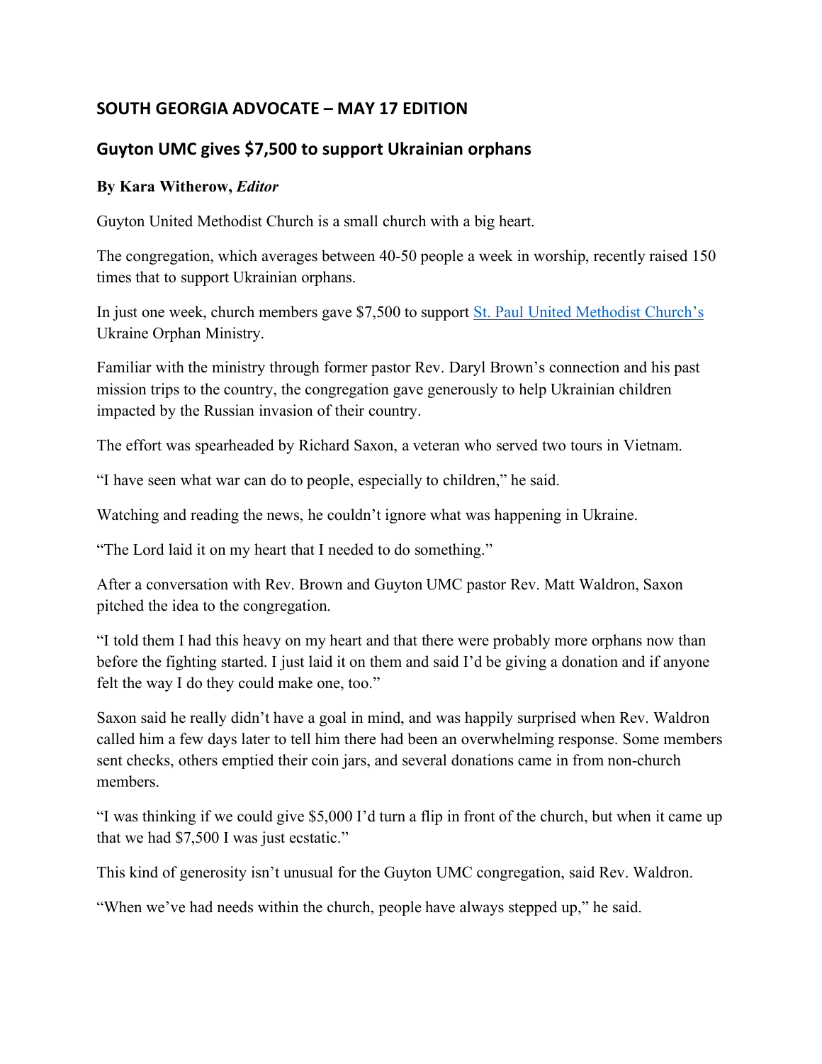## SOUTH GEORGIA ADVOCATE – MAY 17 EDITION

### Guyton UMC gives $7,500 to support Ukrainian orphans

**By Kara Witherow, *Editor***

Guyton United Methodist Church is a small church with a big heart.

The congregation, which averages between 40-50 people a week in worship, recently raised 150 times that to support Ukrainian orphans.

In just one week, church members gave $7,500 to support [St. Paul United Methodist Church's]() Ukraine Orphan Ministry.

Familiar with the ministry through former pastor Rev. Daryl Brown's connection and his past mission trips to the country, the congregation gave generously to help Ukrainian children impacted by the Russian invasion of their country.

The effort was spearheaded by Richard Saxon, a veteran who served two tours in Vietnam.

"I have seen what war can do to people, especially to children," he said.

Watching and reading the news, he couldn't ignore what was happening in Ukraine.

"The Lord laid it on my heart that I needed to do something."

After a conversation with Rev. Brown and Guyton UMC pastor Rev. Matt Waldron, Saxon pitched the idea to the congregation.

"I told them I had this heavy on my heart and that there were probably more orphans now than before the fighting started. I just laid it on them and said I'd be giving a donation and if anyone felt the way I do they could make one, too."

Saxon said he really didn't have a goal in mind, and was happily surprised when Rev. Waldron called him a few days later to tell him there had been an overwhelming response. Some members sent checks, others emptied their coin jars, and several donations came in from non-church members.

"I was thinking if we could give $5,000 I'd turn a flip in front of the church, but when it came up that we had $7,500 I was just ecstatic."

This kind of generosity isn't unusual for the Guyton UMC congregation, said Rev. Waldron.

"When we've had needs within the church, people have always stepped up," he said.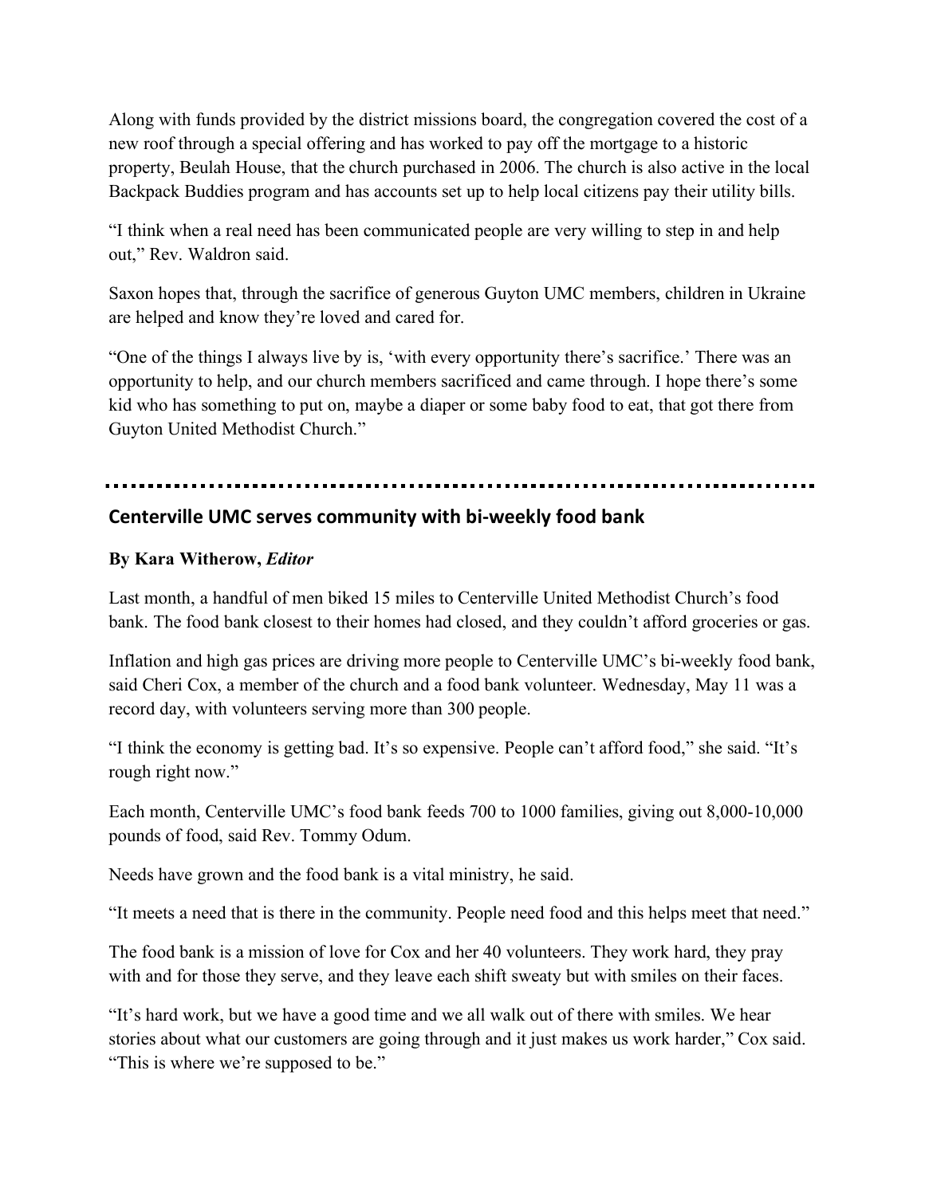Along with funds provided by the district missions board, the congregation covered the cost of a new roof through a special offering and has worked to pay off the mortgage to a historic property, Beulah House, that the church purchased in 2006. The church is also active in the local Backpack Buddies program and has accounts set up to help local citizens pay their utility bills.

"I think when a real need has been communicated people are very willing to step in and help out," Rev. Waldron said.

Saxon hopes that, through the sacrifice of generous Guyton UMC members, children in Ukraine are helped and know they're loved and cared for.

"One of the things I always live by is, 'with every opportunity there's sacrifice.' There was an opportunity to help, and our church members sacrificed and came through. I hope there's some kid who has something to put on, maybe a diaper or some baby food to eat, that got there from Guyton United Methodist Church."

---

## Centerville UMC serves community with bi-weekly food bank

**By Kara Witherow,** ***Editor***

Last month, a handful of men biked 15 miles to Centerville United Methodist Church's food bank. The food bank closest to their homes had closed, and they couldn't afford groceries or gas.

Inflation and high gas prices are driving more people to Centerville UMC's bi-weekly food bank, said Cheri Cox, a member of the church and a food bank volunteer. Wednesday, May 11 was a record day, with volunteers serving more than 300 people.

"I think the economy is getting bad. It's so expensive. People can't afford food," she said. "It's rough right now."

Each month, Centerville UMC's food bank feeds 700 to 1000 families, giving out 8,000-10,000 pounds of food, said Rev. Tommy Odum.

Needs have grown and the food bank is a vital ministry, he said.

"It meets a need that is there in the community. People need food and this helps meet that need."

The food bank is a mission of love for Cox and her 40 volunteers. They work hard, they pray with and for those they serve, and they leave each shift sweaty but with smiles on their faces.

"It's hard work, but we have a good time and we all walk out of there with smiles. We hear stories about what our customers are going through and it just makes us work harder," Cox said. "This is where we're supposed to be."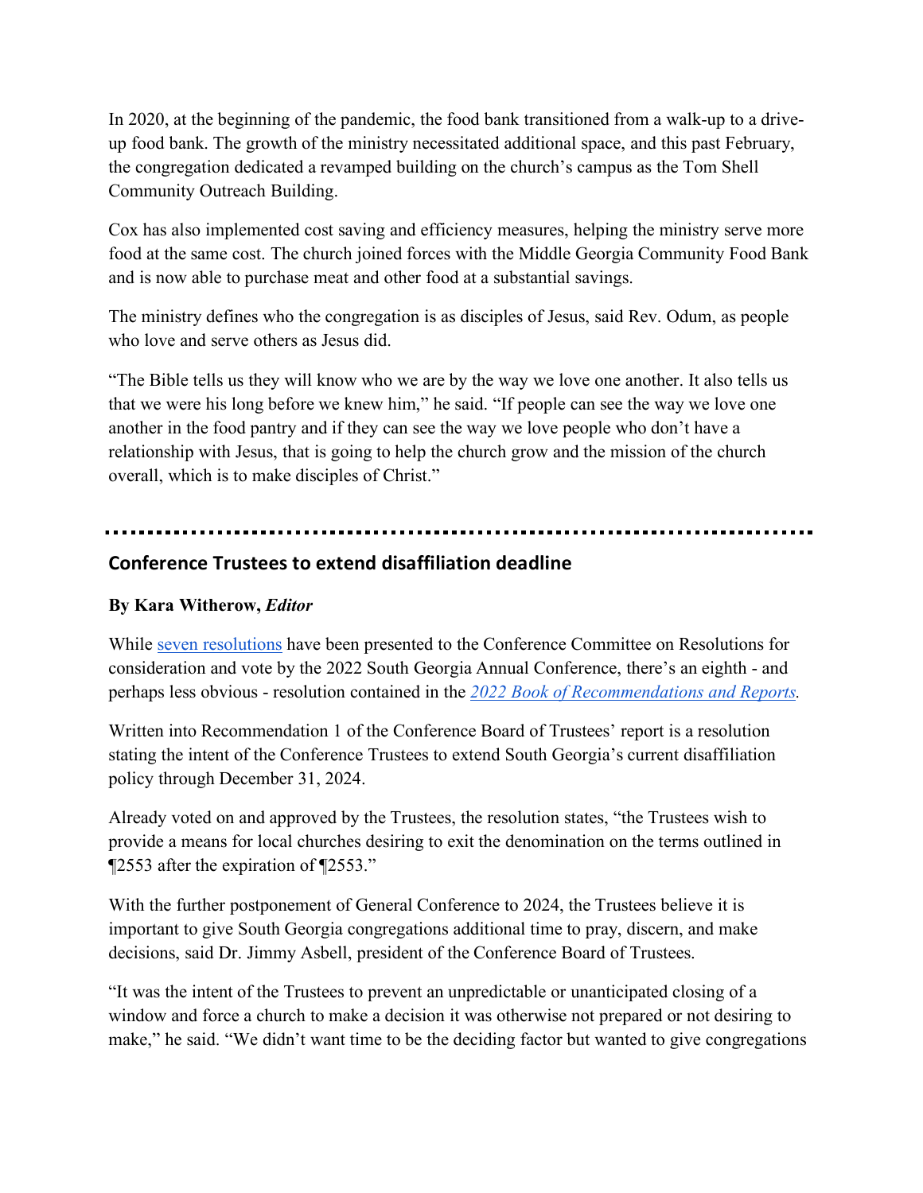In 2020, at the beginning of the pandemic, the food bank transitioned from a walk-up to a drive-up food bank. The growth of the ministry necessitated additional space, and this past February, the congregation dedicated a revamped building on the church's campus as the Tom Shell Community Outreach Building.

Cox has also implemented cost saving and efficiency measures, helping the ministry serve more food at the same cost. The church joined forces with the Middle Georgia Community Food Bank and is now able to purchase meat and other food at a substantial savings.

The ministry defines who the congregation is as disciples of Jesus, said Rev. Odum, as people who love and serve others as Jesus did.

"The Bible tells us they will know who we are by the way we love one another. It also tells us that we were his long before we knew him," he said. "If people can see the way we love one another in the food pantry and if they can see the way we love people who don't have a relationship with Jesus, that is going to help the church grow and the mission of the church overall, which is to make disciples of Christ."

---

## Conference Trustees to extend disaffiliation deadline

**By Kara Witherow, *Editor***

While seven resolutions have been presented to the Conference Committee on Resolutions for consideration and vote by the 2022 South Georgia Annual Conference, there's an eighth - and perhaps less obvious - resolution contained in the *2022 Book of Recommendations and Reports*.

Written into Recommendation 1 of the Conference Board of Trustees' report is a resolution stating the intent of the Conference Trustees to extend South Georgia's current disaffiliation policy through December 31, 2024.

Already voted on and approved by the Trustees, the resolution states, "the Trustees wish to provide a means for local churches desiring to exit the denomination on the terms outlined in ¶2553 after the expiration of ¶2553."

With the further postponement of General Conference to 2024, the Trustees believe it is important to give South Georgia congregations additional time to pray, discern, and make decisions, said Dr. Jimmy Asbell, president of the Conference Board of Trustees.

"It was the intent of the Trustees to prevent an unpredictable or unanticipated closing of a window and force a church to make a decision it was otherwise not prepared or not desiring to make," he said. "We didn't want time to be the deciding factor but wanted to give congregations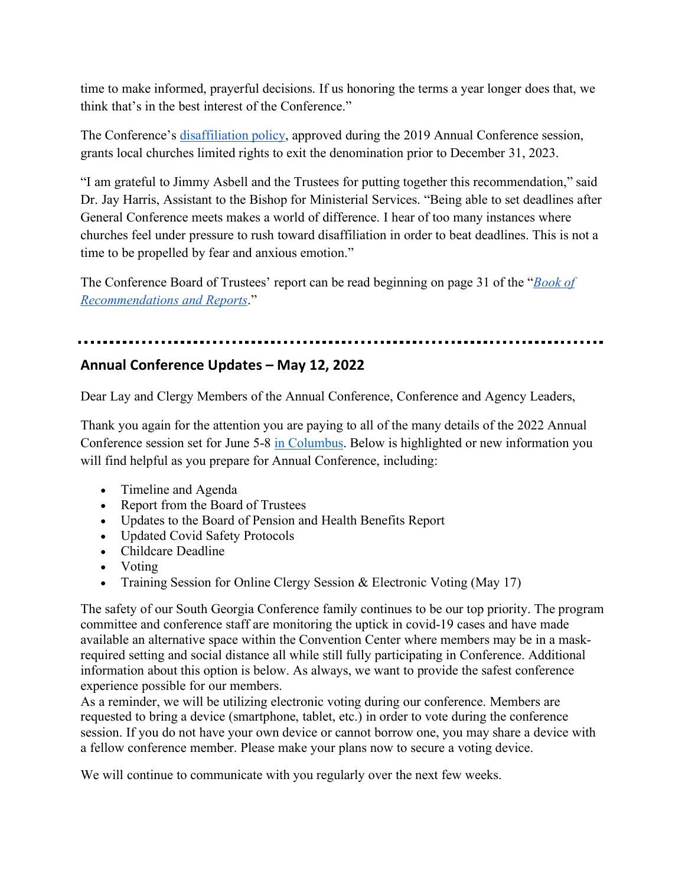time to make informed, prayerful decisions. If us honoring the terms a year longer does that, we think that's in the best interest of the Conference."

The Conference's disaffiliation policy, approved during the 2019 Annual Conference session, grants local churches limited rights to exit the denomination prior to December 31, 2023.

"I am grateful to Jimmy Asbell and the Trustees for putting together this recommendation," said Dr. Jay Harris, Assistant to the Bishop for Ministerial Services. "Being able to set deadlines after General Conference meets makes a world of difference. I hear of too many instances where churches feel under pressure to rush toward disaffiliation in order to beat deadlines. This is not a time to be propelled by fear and anxious emotion."

The Conference Board of Trustees' report can be read beginning on page 31 of the "*Book of Recommendations and Reports*."

---

## Annual Conference Updates – May 12, 2022

Dear Lay and Clergy Members of the Annual Conference, Conference and Agency Leaders,

Thank you again for the attention you are paying to all of the many details of the 2022 Annual Conference session set for June 5-8 in Columbus. Below is highlighted or new information you will find helpful as you prepare for Annual Conference, including:

- Timeline and Agenda
- Report from the Board of Trustees
- Updates to the Board of Pension and Health Benefits Report
- Updated Covid Safety Protocols
- Childcare Deadline
- Voting
- Training Session for Online Clergy Session & Electronic Voting (May 17)

The safety of our South Georgia Conference family continues to be our top priority. The program committee and conference staff are monitoring the uptick in covid-19 cases and have made available an alternative space within the Convention Center where members may be in a mask-required setting and social distance all while still fully participating in Conference. Additional information about this option is below. As always, we want to provide the safest conference experience possible for our members.

As a reminder, we will be utilizing electronic voting during our conference. Members are requested to bring a device (smartphone, tablet, etc.) in order to vote during the conference session. If you do not have your own device or cannot borrow one, you may share a device with a fellow conference member. Please make your plans now to secure a voting device.

We will continue to communicate with you regularly over the next few weeks.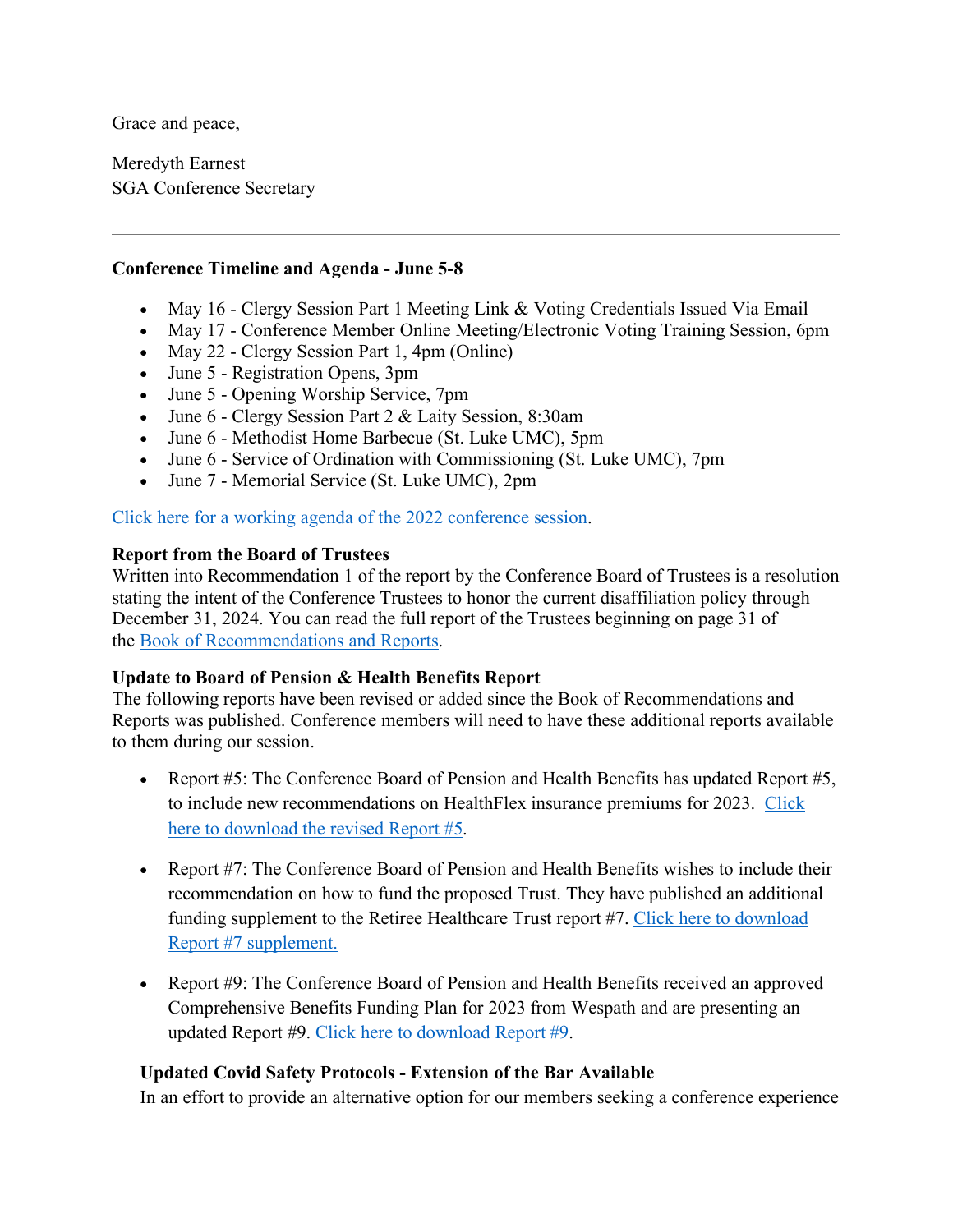Grace and peace,

Meredyth Earnest
SGA Conference Secretary

---

**Conference Timeline and Agenda - June 5-8**

- May 16 - Clergy Session Part 1 Meeting Link & Voting Credentials Issued Via Email
- May 17 - Conference Member Online Meeting/Electronic Voting Training Session, 6pm
- May 22 - Clergy Session Part 1, 4pm (Online)
- June 5 - Registration Opens, 3pm
- June 5 - Opening Worship Service, 7pm
- June 6 - Clergy Session Part 2 & Laity Session, 8:30am
- June 6 - Methodist Home Barbecue (St. Luke UMC), 5pm
- June 6 - Service of Ordination with Commissioning (St. Luke UMC), 7pm
- June 7 - Memorial Service (St. Luke UMC), 2pm

Click here for a working agenda of the 2022 conference session.

**Report from the Board of Trustees**
Written into Recommendation 1 of the report by the Conference Board of Trustees is a resolution stating the intent of the Conference Trustees to honor the current disaffiliation policy through December 31, 2024. You can read the full report of the Trustees beginning on page 31 of the Book of Recommendations and Reports.

**Update to Board of Pension & Health Benefits Report**
The following reports have been revised or added since the Book of Recommendations and Reports was published. Conference members will need to have these additional reports available to them during our session.

- Report #5: The Conference Board of Pension and Health Benefits has updated Report #5, to include new recommendations on HealthFlex insurance premiums for 2023. Click here to download the revised Report #5.

- Report #7: The Conference Board of Pension and Health Benefits wishes to include their recommendation on how to fund the proposed Trust. They have published an additional funding supplement to the Retiree Healthcare Trust report #7. Click here to download Report #7 supplement.

- Report #9: The Conference Board of Pension and Health Benefits received an approved Comprehensive Benefits Funding Plan for 2023 from Wespath and are presenting an updated Report #9. Click here to download Report #9.

**Updated Covid Safety Protocols - Extension of the Bar Available**
In an effort to provide an alternative option for our members seeking a conference experience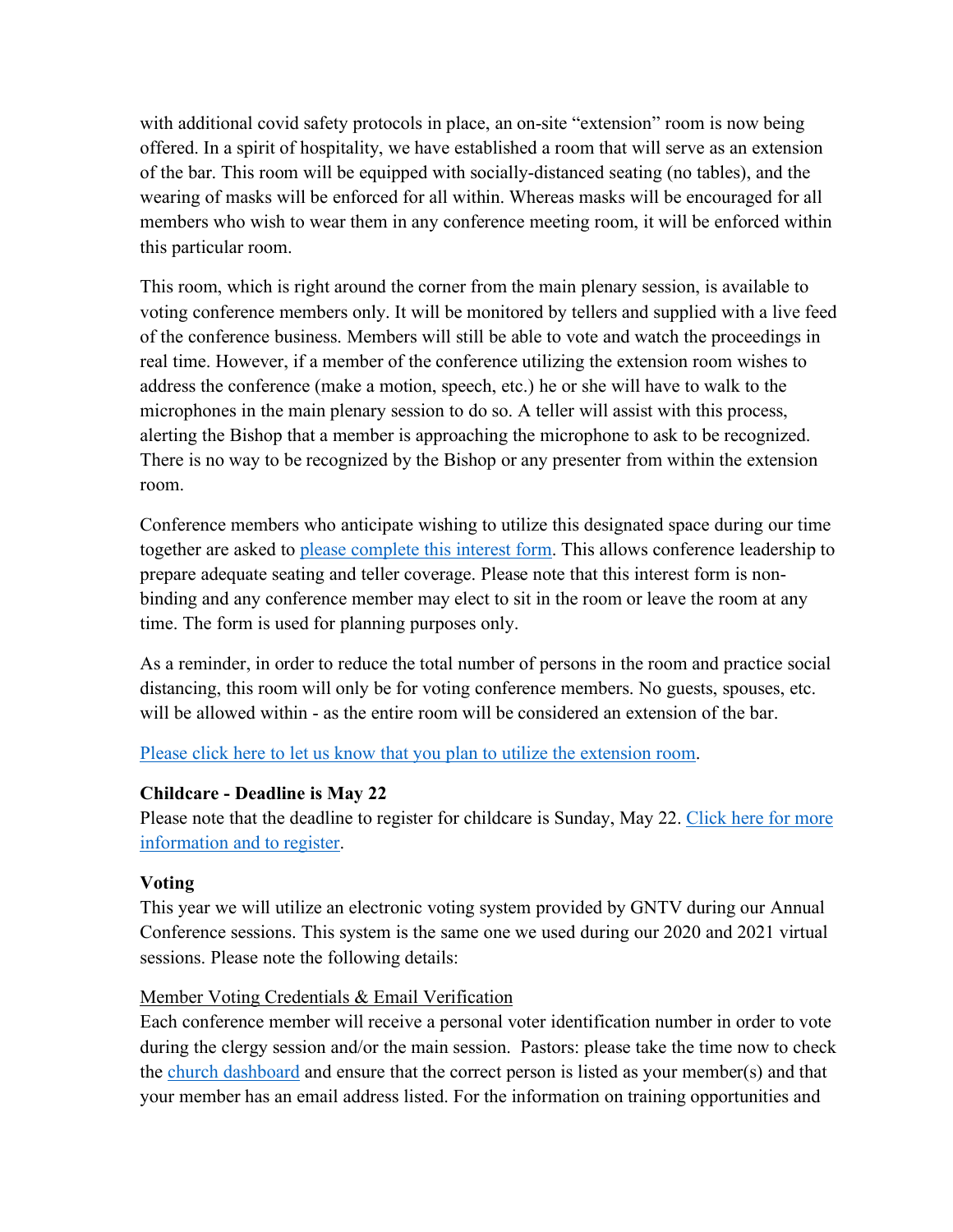with additional covid safety protocols in place, an on-site "extension" room is now being offered. In a spirit of hospitality, we have established a room that will serve as an extension of the bar. This room will be equipped with socially-distanced seating (no tables), and the wearing of masks will be enforced for all within. Whereas masks will be encouraged for all members who wish to wear them in any conference meeting room, it will be enforced within this particular room.

This room, which is right around the corner from the main plenary session, is available to voting conference members only. It will be monitored by tellers and supplied with a live feed of the conference business. Members will still be able to vote and watch the proceedings in real time. However, if a member of the conference utilizing the extension room wishes to address the conference (make a motion, speech, etc.) he or she will have to walk to the microphones in the main plenary session to do so. A teller will assist with this process, alerting the Bishop that a member is approaching the microphone to ask to be recognized. There is no way to be recognized by the Bishop or any presenter from within the extension room.

Conference members who anticipate wishing to utilize this designated space during our time together are asked to please complete this interest form. This allows conference leadership to prepare adequate seating and teller coverage. Please note that this interest form is non-binding and any conference member may elect to sit in the room or leave the room at any time. The form is used for planning purposes only.

As a reminder, in order to reduce the total number of persons in the room and practice social distancing, this room will only be for voting conference members. No guests, spouses, etc. will be allowed within - as the entire room will be considered an extension of the bar.

Please click here to let us know that you plan to utilize the extension room.

**Childcare - Deadline is May 22**

Please note that the deadline to register for childcare is Sunday, May 22. Click here for more information and to register.

**Voting**

This year we will utilize an electronic voting system provided by GNTV during our Annual Conference sessions. This system is the same one we used during our 2020 and 2021 virtual sessions. Please note the following details:

Member Voting Credentials & Email Verification

Each conference member will receive a personal voter identification number in order to vote during the clergy session and/or the main session. Pastors: please take the time now to check the church dashboard and ensure that the correct person is listed as your member(s) and that your member has an email address listed. For the information on training opportunities and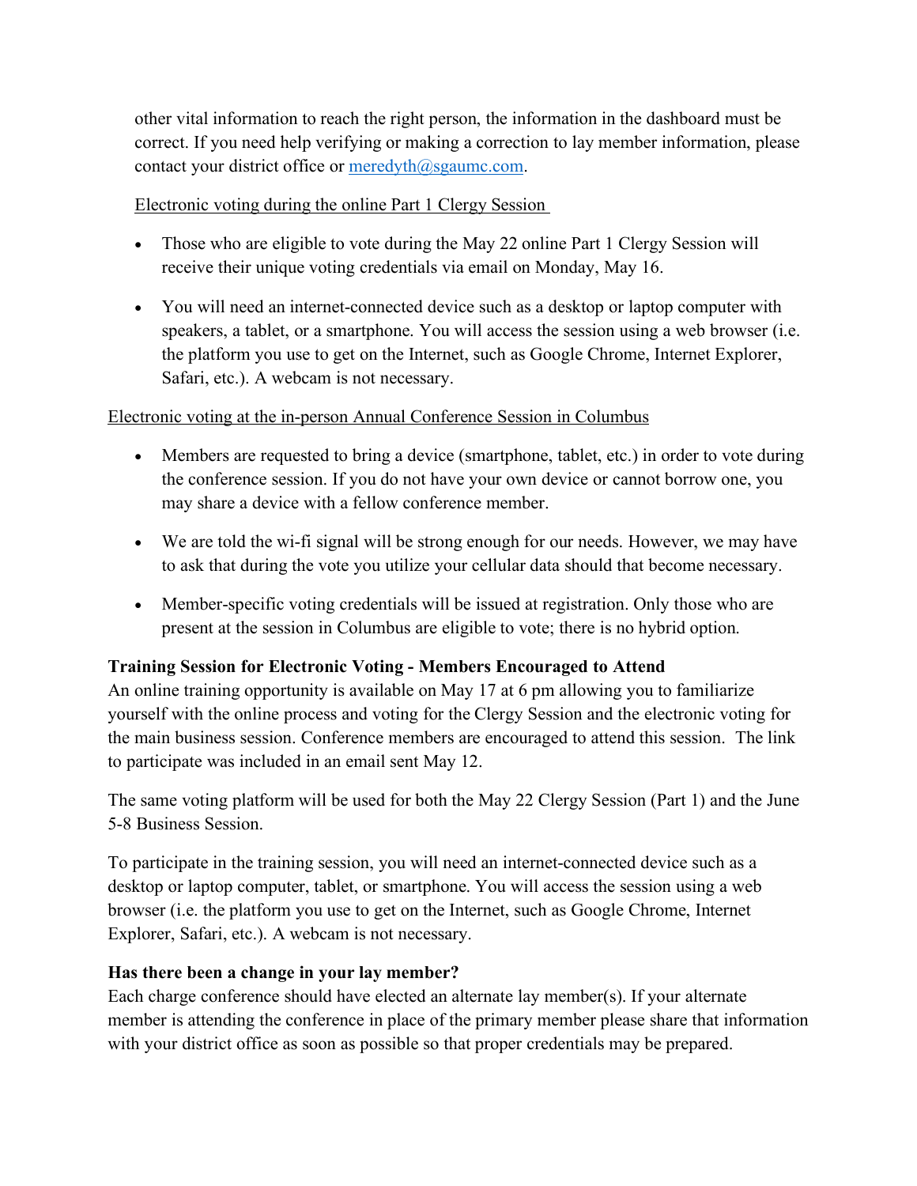other vital information to reach the right person, the information in the dashboard must be correct. If you need help verifying or making a correction to lay member information, please contact your district office or [meredyth@sgaumc.com](mailto:meredyth@sgaumc.com).

Electronic voting during the online Part 1 Clergy Session

- Those who are eligible to vote during the May 22 online Part 1 Clergy Session will receive their unique voting credentials via email on Monday, May 16.
- You will need an internet-connected device such as a desktop or laptop computer with speakers, a tablet, or a smartphone. You will access the session using a web browser (i.e. the platform you use to get on the Internet, such as Google Chrome, Internet Explorer, Safari, etc.). A webcam is not necessary.

Electronic voting at the in-person Annual Conference Session in Columbus

- Members are requested to bring a device (smartphone, tablet, etc.) in order to vote during the conference session. If you do not have your own device or cannot borrow one, you may share a device with a fellow conference member.
- We are told the wi-fi signal will be strong enough for our needs. However, we may have to ask that during the vote you utilize your cellular data should that become necessary.
- Member-specific voting credentials will be issued at registration. Only those who are present at the session in Columbus are eligible to vote; there is no hybrid option.

**Training Session for Electronic Voting - Members Encouraged to Attend**

An online training opportunity is available on May 17 at 6 pm allowing you to familiarize yourself with the online process and voting for the Clergy Session and the electronic voting for the main business session. Conference members are encouraged to attend this session. The link to participate was included in an email sent May 12.

The same voting platform will be used for both the May 22 Clergy Session (Part 1) and the June 5-8 Business Session.

To participate in the training session, you will need an internet-connected device such as a desktop or laptop computer, tablet, or smartphone. You will access the session using a web browser (i.e. the platform you use to get on the Internet, such as Google Chrome, Internet Explorer, Safari, etc.). A webcam is not necessary.

**Has there been a change in your lay member?**

Each charge conference should have elected an alternate lay member(s). If your alternate member is attending the conference in place of the primary member please share that information with your district office as soon as possible so that proper credentials may be prepared.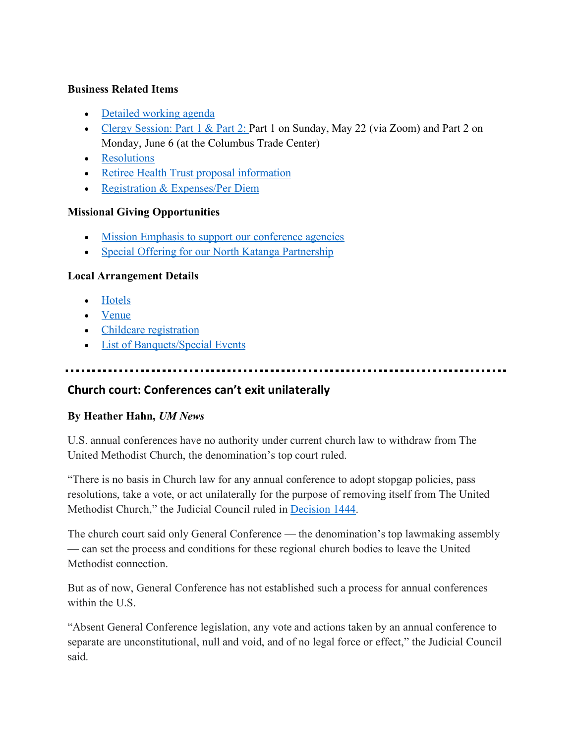**Business Related Items**

- Detailed working agenda
- Clergy Session: Part 1 & Part 2: Part 1 on Sunday, May 22 (via Zoom) and Part 2 on Monday, June 6 (at the Columbus Trade Center)
- Resolutions
- Retiree Health Trust proposal information
- Registration & Expenses/Per Diem

**Missional Giving Opportunities**

- Mission Emphasis to support our conference agencies
- Special Offering for our North Katanga Partnership

**Local Arrangement Details**

- Hotels
- Venue
- Childcare registration
- List of Banquets/Special Events

---

## Church court: Conferences can't exit unilaterally

**By Heather Hahn, *UM News***

U.S. annual conferences have no authority under current church law to withdraw from The United Methodist Church, the denomination's top court ruled.

"There is no basis in Church law for any annual conference to adopt stopgap policies, pass resolutions, take a vote, or act unilaterally for the purpose of removing itself from The United Methodist Church," the Judicial Council ruled in Decision 1444.

The church court said only General Conference — the denomination's top lawmaking assembly — can set the process and conditions for these regional church bodies to leave the United Methodist connection.

But as of now, General Conference has not established such a process for annual conferences within the U.S.

"Absent General Conference legislation, any vote and actions taken by an annual conference to separate are unconstitutional, null and void, and of no legal force or effect," the Judicial Council said.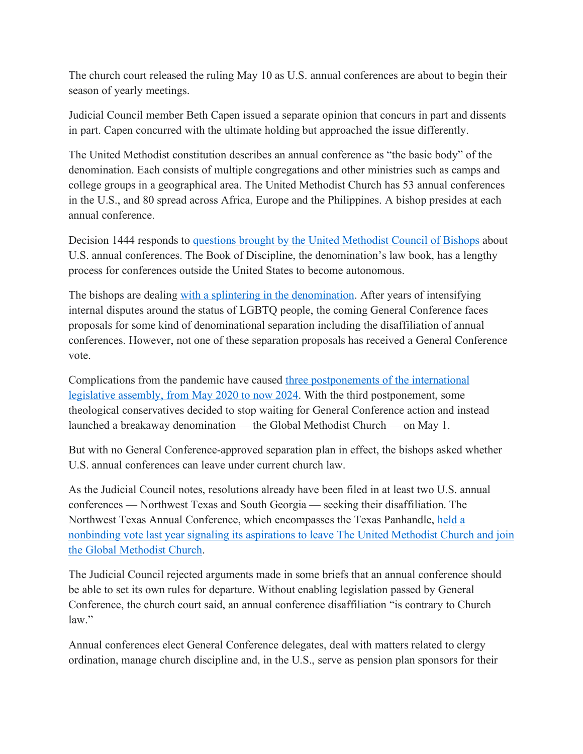The church court released the ruling May 10 as U.S. annual conferences are about to begin their season of yearly meetings.

Judicial Council member Beth Capen issued a separate opinion that concurs in part and dissents in part. Capen concurred with the ultimate holding but approached the issue differently.

The United Methodist constitution describes an annual conference as "the basic body" of the denomination. Each consists of multiple congregations and other ministries such as camps and college groups in a geographical area. The United Methodist Church has 53 annual conferences in the U.S., and 80 spread across Africa, Europe and the Philippines. A bishop presides at each annual conference.

Decision 1444 responds to [questions brought by the United Methodist Council of Bishops](#) about U.S. annual conferences. The Book of Discipline, the denomination's law book, has a lengthy process for conferences outside the United States to become autonomous.

The bishops are dealing [with a splintering in the denomination](#). After years of intensifying internal disputes around the status of LGBTQ people, the coming General Conference faces proposals for some kind of denominational separation including the disaffiliation of annual conferences. However, not one of these separation proposals has received a General Conference vote.

Complications from the pandemic have caused [three postponements of the international legislative assembly, from May 2020 to now 2024](#). With the third postponement, some theological conservatives decided to stop waiting for General Conference action and instead launched a breakaway denomination — the Global Methodist Church — on May 1.

But with no General Conference-approved separation plan in effect, the bishops asked whether U.S. annual conferences can leave under current church law.

As the Judicial Council notes, resolutions already have been filed in at least two U.S. annual conferences — Northwest Texas and South Georgia — seeking their disaffiliation. The Northwest Texas Annual Conference, which encompasses the Texas Panhandle, [held a nonbinding vote last year signaling its aspirations to leave The United Methodist Church and join the Global Methodist Church](#).

The Judicial Council rejected arguments made in some briefs that an annual conference should be able to set its own rules for departure. Without enabling legislation passed by General Conference, the church court said, an annual conference disaffiliation "is contrary to Church law."

Annual conferences elect General Conference delegates, deal with matters related to clergy ordination, manage church discipline and, in the U.S., serve as pension plan sponsors for their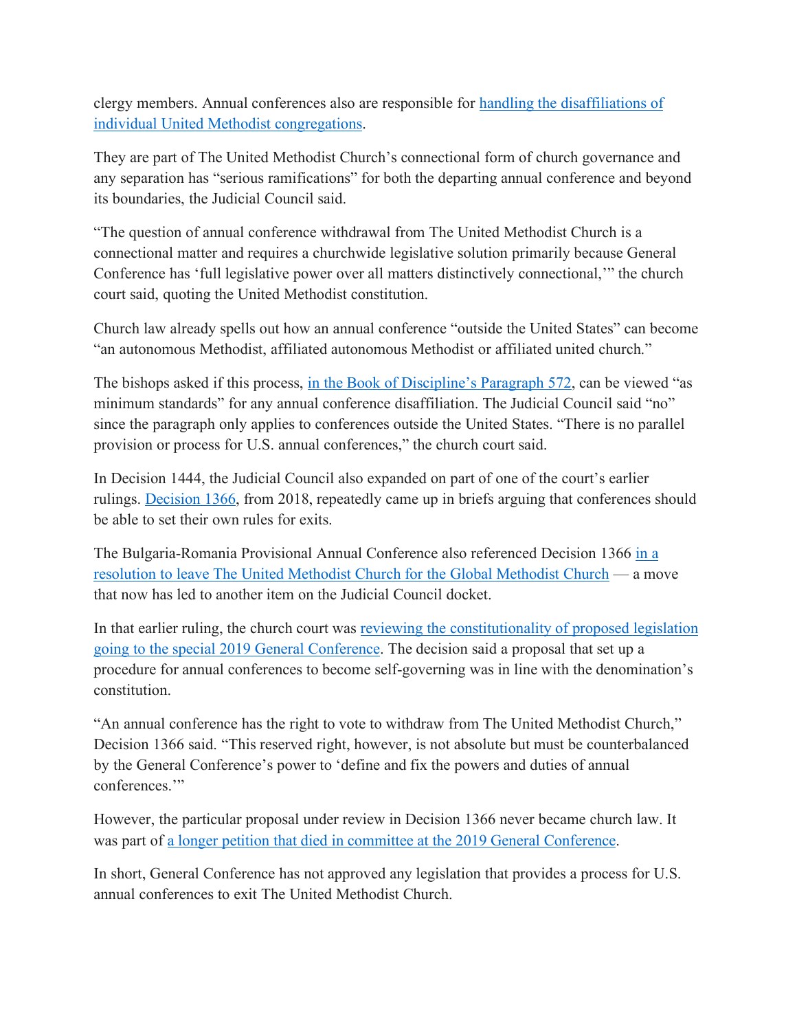clergy members. Annual conferences also are responsible for handling the disaffiliations of individual United Methodist congregations.

They are part of The United Methodist Church's connectional form of church governance and any separation has "serious ramifications" for both the departing annual conference and beyond its boundaries, the Judicial Council said.

"The question of annual conference withdrawal from The United Methodist Church is a connectional matter and requires a churchwide legislative solution primarily because General Conference has 'full legislative power over all matters distinctively connectional,'" the church court said, quoting the United Methodist constitution.

Church law already spells out how an annual conference "outside the United States" can become "an autonomous Methodist, affiliated autonomous Methodist or affiliated united church."

The bishops asked if this process, in the Book of Discipline's Paragraph 572, can be viewed "as minimum standards" for any annual conference disaffiliation. The Judicial Council said "no" since the paragraph only applies to conferences outside the United States. "There is no parallel provision or process for U.S. annual conferences," the church court said.

In Decision 1444, the Judicial Council also expanded on part of one of the court's earlier rulings. Decision 1366, from 2018, repeatedly came up in briefs arguing that conferences should be able to set their own rules for exits.

The Bulgaria-Romania Provisional Annual Conference also referenced Decision 1366 in a resolution to leave The United Methodist Church for the Global Methodist Church — a move that now has led to another item on the Judicial Council docket.

In that earlier ruling, the church court was reviewing the constitutionality of proposed legislation going to the special 2019 General Conference. The decision said a proposal that set up a procedure for annual conferences to become self-governing was in line with the denomination's constitution.

"An annual conference has the right to vote to withdraw from The United Methodist Church," Decision 1366 said. "This reserved right, however, is not absolute but must be counterbalanced by the General Conference's power to 'define and fix the powers and duties of annual conferences.'"

However, the particular proposal under review in Decision 1366 never became church law. It was part of a longer petition that died in committee at the 2019 General Conference.

In short, General Conference has not approved any legislation that provides a process for U.S. annual conferences to exit The United Methodist Church.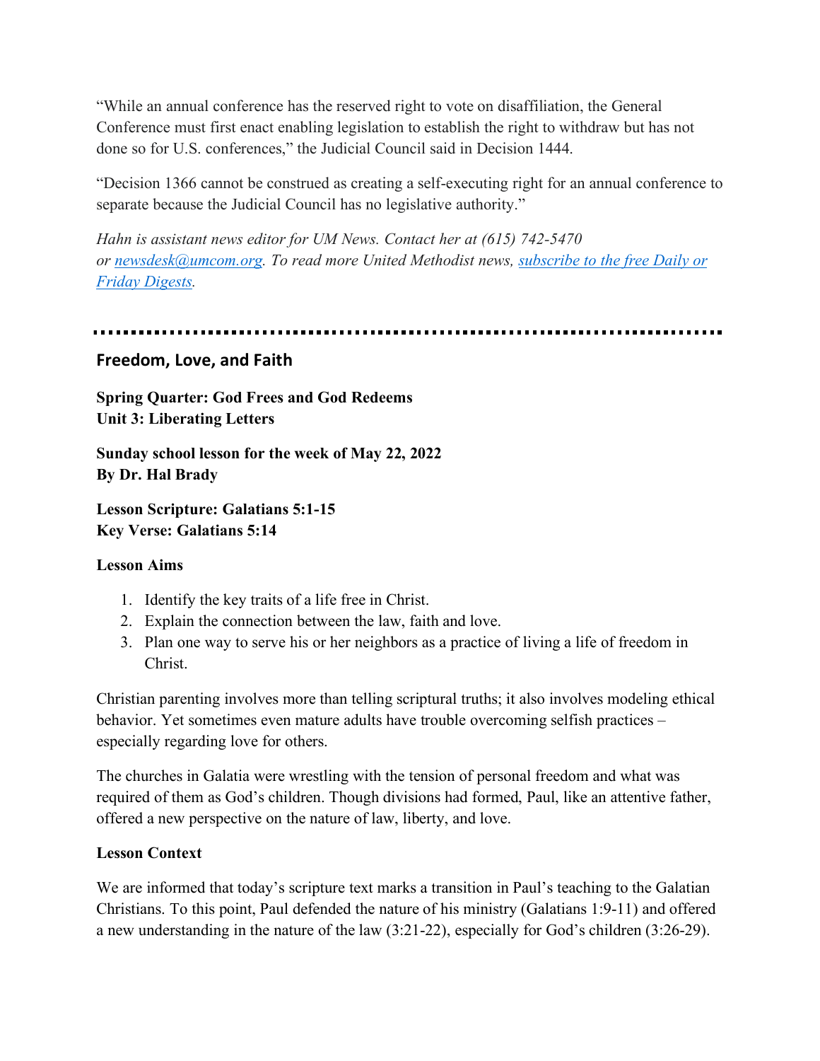"While an annual conference has the reserved right to vote on disaffiliation, the General Conference must first enact enabling legislation to establish the right to withdraw but has not done so for U.S. conferences," the Judicial Council said in Decision 1444.

"Decision 1366 cannot be construed as creating a self-executing right for an annual conference to separate because the Judicial Council has no legislative authority."

*Hahn is assistant news editor for UM News. Contact her at (615) 742-5470 or [newsdesk@umcom.org](mailto:newsdesk@umcom.org). To read more United Methodist news, [subscribe to the free Daily or Friday Digests](#).*

---

## Freedom, Love, and Faith

**Spring Quarter: God Frees and God Redeems**
**Unit 3: Liberating Letters**

**Sunday school lesson for the week of May 22, 2022**
**By Dr. Hal Brady**

**Lesson Scripture: Galatians 5:1-15**
**Key Verse: Galatians 5:14**

**Lesson Aims**

1. Identify the key traits of a life free in Christ.
2. Explain the connection between the law, faith and love.
3. Plan one way to serve his or her neighbors as a practice of living a life of freedom in Christ.

Christian parenting involves more than telling scriptural truths; it also involves modeling ethical behavior. Yet sometimes even mature adults have trouble overcoming selfish practices – especially regarding love for others.

The churches in Galatia were wrestling with the tension of personal freedom and what was required of them as God's children. Though divisions had formed, Paul, like an attentive father, offered a new perspective on the nature of law, liberty, and love.

**Lesson Context**

We are informed that today's scripture text marks a transition in Paul's teaching to the Galatian Christians. To this point, Paul defended the nature of his ministry (Galatians 1:9-11) and offered a new understanding in the nature of the law (3:21-22), especially for God's children (3:26-29).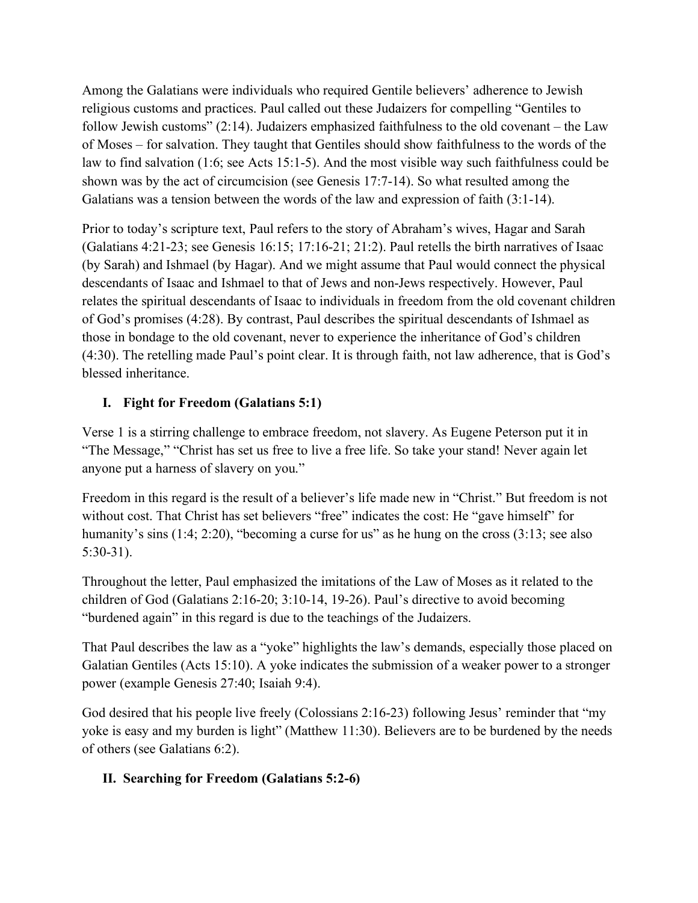Among the Galatians were individuals who required Gentile believers' adherence to Jewish religious customs and practices. Paul called out these Judaizers for compelling "Gentiles to follow Jewish customs" (2:14). Judaizers emphasized faithfulness to the old covenant – the Law of Moses – for salvation. They taught that Gentiles should show faithfulness to the words of the law to find salvation (1:6; see Acts 15:1-5). And the most visible way such faithfulness could be shown was by the act of circumcision (see Genesis 17:7-14). So what resulted among the Galatians was a tension between the words of the law and expression of faith (3:1-14).

Prior to today's scripture text, Paul refers to the story of Abraham's wives, Hagar and Sarah (Galatians 4:21-23; see Genesis 16:15; 17:16-21; 21:2). Paul retells the birth narratives of Isaac (by Sarah) and Ishmael (by Hagar). And we might assume that Paul would connect the physical descendants of Isaac and Ishmael to that of Jews and non-Jews respectively. However, Paul relates the spiritual descendants of Isaac to individuals in freedom from the old covenant children of God's promises (4:28). By contrast, Paul describes the spiritual descendants of Ishmael as those in bondage to the old covenant, never to experience the inheritance of God's children (4:30). The retelling made Paul's point clear. It is through faith, not law adherence, that is God's blessed inheritance.

## I. Fight for Freedom (Galatians 5:1)

Verse 1 is a stirring challenge to embrace freedom, not slavery. As Eugene Peterson put it in "The Message," "Christ has set us free to live a free life. So take your stand! Never again let anyone put a harness of slavery on you."

Freedom in this regard is the result of a believer's life made new in "Christ." But freedom is not without cost. That Christ has set believers "free" indicates the cost: He "gave himself" for humanity's sins (1:4; 2:20), "becoming a curse for us" as he hung on the cross (3:13; see also 5:30-31).

Throughout the letter, Paul emphasized the imitations of the Law of Moses as it related to the children of God (Galatians 2:16-20; 3:10-14, 19-26). Paul's directive to avoid becoming "burdened again" in this regard is due to the teachings of the Judaizers.

That Paul describes the law as a "yoke" highlights the law's demands, especially those placed on Galatian Gentiles (Acts 15:10). A yoke indicates the submission of a weaker power to a stronger power (example Genesis 27:40; Isaiah 9:4).

God desired that his people live freely (Colossians 2:16-23) following Jesus' reminder that "my yoke is easy and my burden is light" (Matthew 11:30). Believers are to be burdened by the needs of others (see Galatians 6:2).

## II. Searching for Freedom (Galatians 5:2-6)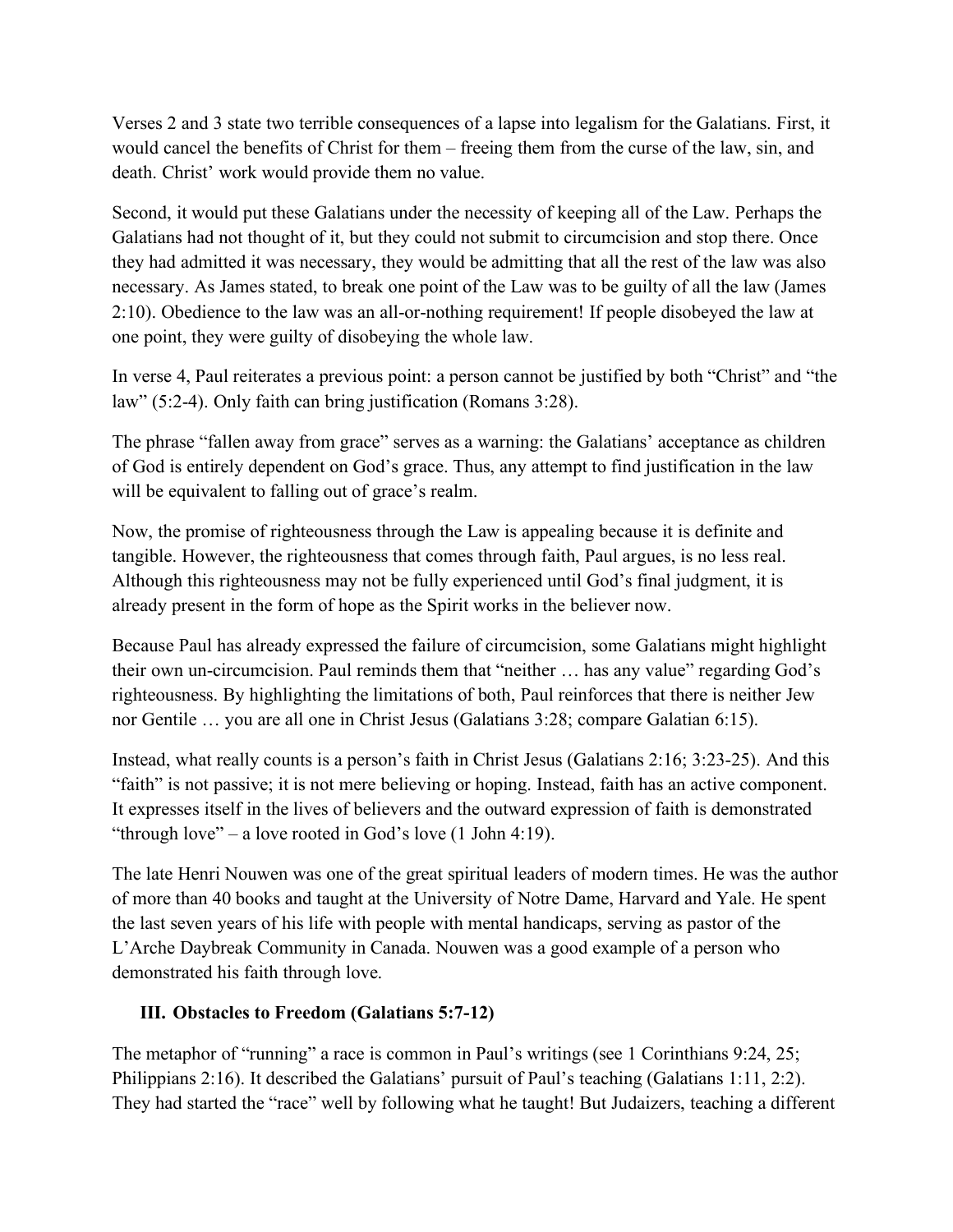Verses 2 and 3 state two terrible consequences of a lapse into legalism for the Galatians. First, it would cancel the benefits of Christ for them – freeing them from the curse of the law, sin, and death. Christ' work would provide them no value.

Second, it would put these Galatians under the necessity of keeping all of the Law. Perhaps the Galatians had not thought of it, but they could not submit to circumcision and stop there. Once they had admitted it was necessary, they would be admitting that all the rest of the law was also necessary. As James stated, to break one point of the Law was to be guilty of all the law (James 2:10). Obedience to the law was an all-or-nothing requirement! If people disobeyed the law at one point, they were guilty of disobeying the whole law.

In verse 4, Paul reiterates a previous point: a person cannot be justified by both "Christ" and "the law" (5:2-4). Only faith can bring justification (Romans 3:28).

The phrase "fallen away from grace" serves as a warning: the Galatians' acceptance as children of God is entirely dependent on God's grace. Thus, any attempt to find justification in the law will be equivalent to falling out of grace's realm.

Now, the promise of righteousness through the Law is appealing because it is definite and tangible. However, the righteousness that comes through faith, Paul argues, is no less real. Although this righteousness may not be fully experienced until God's final judgment, it is already present in the form of hope as the Spirit works in the believer now.

Because Paul has already expressed the failure of circumcision, some Galatians might highlight their own un-circumcision. Paul reminds them that "neither … has any value" regarding God's righteousness. By highlighting the limitations of both, Paul reinforces that there is neither Jew nor Gentile … you are all one in Christ Jesus (Galatians 3:28; compare Galatian 6:15).

Instead, what really counts is a person's faith in Christ Jesus (Galatians 2:16; 3:23-25). And this "faith" is not passive; it is not mere believing or hoping. Instead, faith has an active component. It expresses itself in the lives of believers and the outward expression of faith is demonstrated "through love" – a love rooted in God's love (1 John 4:19).

The late Henri Nouwen was one of the great spiritual leaders of modern times. He was the author of more than 40 books and taught at the University of Notre Dame, Harvard and Yale. He spent the last seven years of his life with people with mental handicaps, serving as pastor of the L'Arche Daybreak Community in Canada. Nouwen was a good example of a person who demonstrated his faith through love.

### III. Obstacles to Freedom (Galatians 5:7-12)

The metaphor of "running" a race is common in Paul's writings (see 1 Corinthians 9:24, 25; Philippians 2:16). It described the Galatians' pursuit of Paul's teaching (Galatians 1:11, 2:2). They had started the "race" well by following what he taught! But Judaizers, teaching a different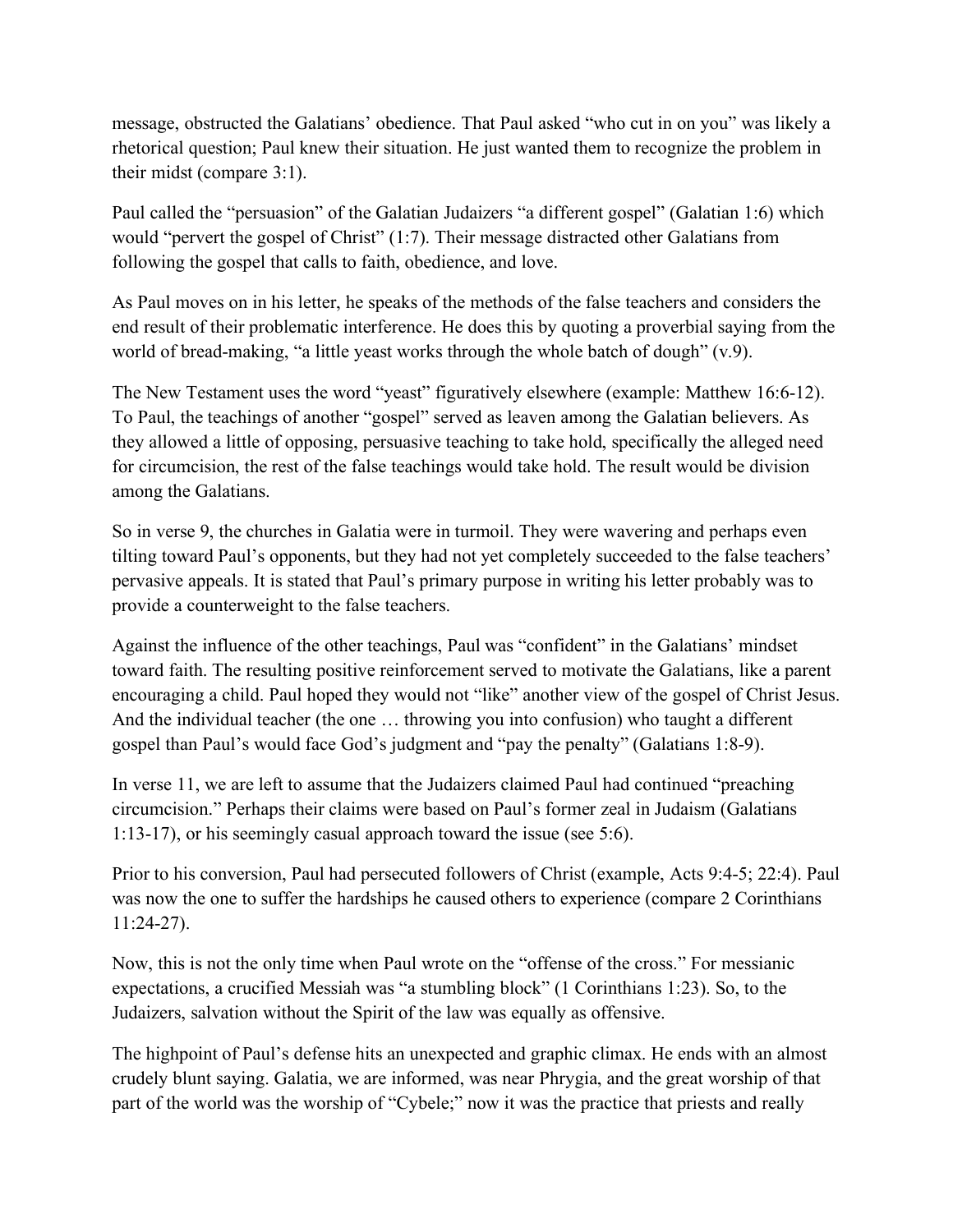message, obstructed the Galatians' obedience. That Paul asked "who cut in on you" was likely a rhetorical question; Paul knew their situation. He just wanted them to recognize the problem in their midst (compare 3:1).

Paul called the "persuasion" of the Galatian Judaizers "a different gospel" (Galatian 1:6) which would "pervert the gospel of Christ" (1:7). Their message distracted other Galatians from following the gospel that calls to faith, obedience, and love.

As Paul moves on in his letter, he speaks of the methods of the false teachers and considers the end result of their problematic interference. He does this by quoting a proverbial saying from the world of bread-making, "a little yeast works through the whole batch of dough" (v.9).

The New Testament uses the word "yeast" figuratively elsewhere (example: Matthew 16:6-12). To Paul, the teachings of another "gospel" served as leaven among the Galatian believers. As they allowed a little of opposing, persuasive teaching to take hold, specifically the alleged need for circumcision, the rest of the false teachings would take hold. The result would be division among the Galatians.

So in verse 9, the churches in Galatia were in turmoil. They were wavering and perhaps even tilting toward Paul's opponents, but they had not yet completely succeeded to the false teachers' pervasive appeals. It is stated that Paul's primary purpose in writing his letter probably was to provide a counterweight to the false teachers.

Against the influence of the other teachings, Paul was "confident" in the Galatians' mindset toward faith. The resulting positive reinforcement served to motivate the Galatians, like a parent encouraging a child. Paul hoped they would not "like" another view of the gospel of Christ Jesus. And the individual teacher (the one … throwing you into confusion) who taught a different gospel than Paul's would face God's judgment and "pay the penalty" (Galatians 1:8-9).

In verse 11, we are left to assume that the Judaizers claimed Paul had continued "preaching circumcision." Perhaps their claims were based on Paul's former zeal in Judaism (Galatians 1:13-17), or his seemingly casual approach toward the issue (see 5:6).

Prior to his conversion, Paul had persecuted followers of Christ (example, Acts 9:4-5; 22:4). Paul was now the one to suffer the hardships he caused others to experience (compare 2 Corinthians 11:24-27).

Now, this is not the only time when Paul wrote on the "offense of the cross." For messianic expectations, a crucified Messiah was "a stumbling block" (1 Corinthians 1:23). So, to the Judaizers, salvation without the Spirit of the law was equally as offensive.

The highpoint of Paul's defense hits an unexpected and graphic climax. He ends with an almost crudely blunt saying. Galatia, we are informed, was near Phrygia, and the great worship of that part of the world was the worship of "Cybele;" now it was the practice that priests and really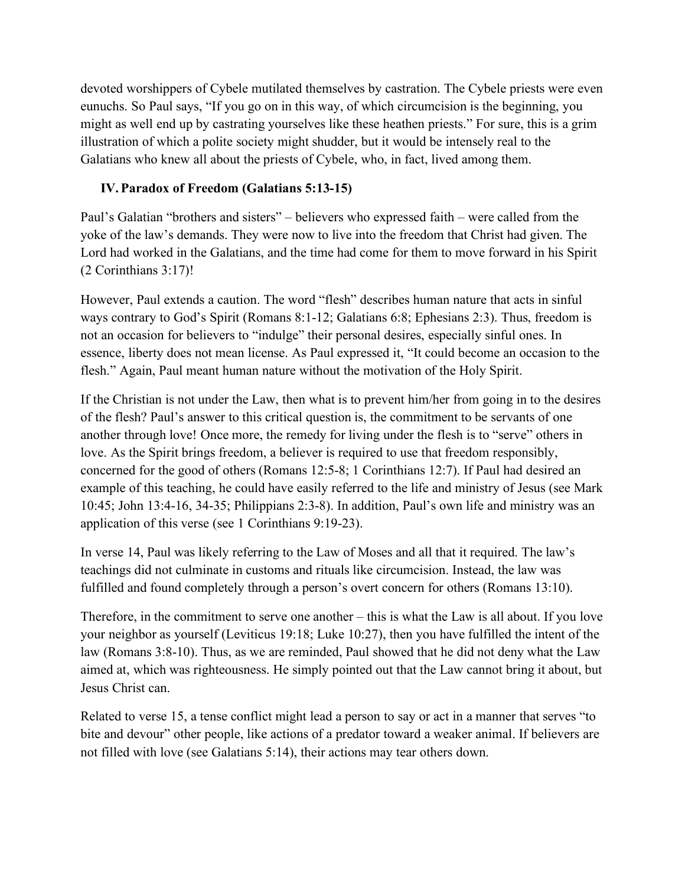devoted worshippers of Cybele mutilated themselves by castration. The Cybele priests were even eunuchs. So Paul says, "If you go on in this way, of which circumcision is the beginning, you might as well end up by castrating yourselves like these heathen priests." For sure, this is a grim illustration of which a polite society might shudder, but it would be intensely real to the Galatians who knew all about the priests of Cybele, who, in fact, lived among them.

### IV. Paradox of Freedom (Galatians 5:13-15)

Paul's Galatian "brothers and sisters" – believers who expressed faith – were called from the yoke of the law's demands. They were now to live into the freedom that Christ had given. The Lord had worked in the Galatians, and the time had come for them to move forward in his Spirit (2 Corinthians 3:17)!

However, Paul extends a caution. The word "flesh" describes human nature that acts in sinful ways contrary to God's Spirit (Romans 8:1-12; Galatians 6:8; Ephesians 2:3). Thus, freedom is not an occasion for believers to "indulge" their personal desires, especially sinful ones. In essence, liberty does not mean license. As Paul expressed it, "It could become an occasion to the flesh." Again, Paul meant human nature without the motivation of the Holy Spirit.

If the Christian is not under the Law, then what is to prevent him/her from going in to the desires of the flesh? Paul's answer to this critical question is, the commitment to be servants of one another through love! Once more, the remedy for living under the flesh is to "serve" others in love. As the Spirit brings freedom, a believer is required to use that freedom responsibly, concerned for the good of others (Romans 12:5-8; 1 Corinthians 12:7). If Paul had desired an example of this teaching, he could have easily referred to the life and ministry of Jesus (see Mark 10:45; John 13:4-16, 34-35; Philippians 2:3-8). In addition, Paul's own life and ministry was an application of this verse (see 1 Corinthians 9:19-23).

In verse 14, Paul was likely referring to the Law of Moses and all that it required. The law's teachings did not culminate in customs and rituals like circumcision. Instead, the law was fulfilled and found completely through a person's overt concern for others (Romans 13:10).

Therefore, in the commitment to serve one another – this is what the Law is all about. If you love your neighbor as yourself (Leviticus 19:18; Luke 10:27), then you have fulfilled the intent of the law (Romans 3:8-10). Thus, as we are reminded, Paul showed that he did not deny what the Law aimed at, which was righteousness. He simply pointed out that the Law cannot bring it about, but Jesus Christ can.

Related to verse 15, a tense conflict might lead a person to say or act in a manner that serves "to bite and devour" other people, like actions of a predator toward a weaker animal. If believers are not filled with love (see Galatians 5:14), their actions may tear others down.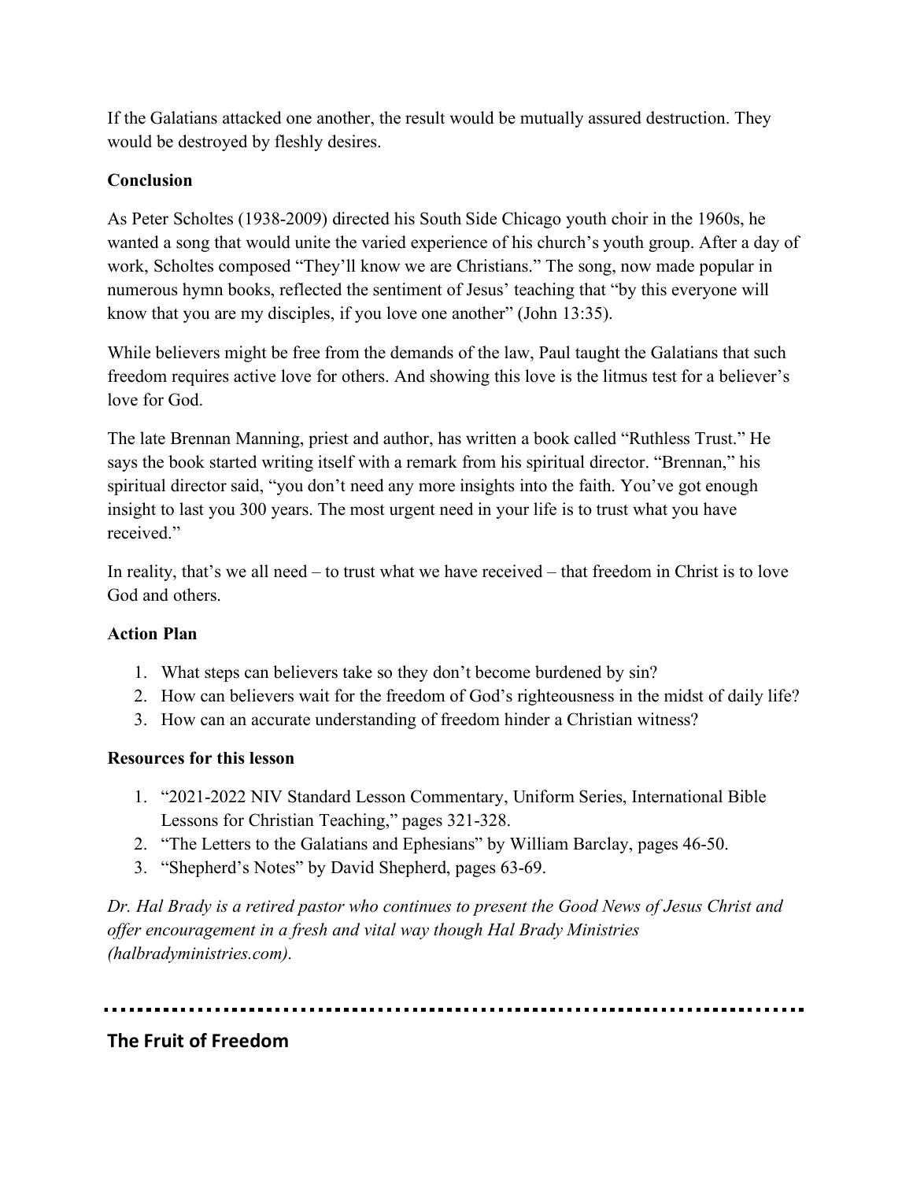If the Galatians attacked one another, the result would be mutually assured destruction. They would be destroyed by fleshly desires.

**Conclusion**

As Peter Scholtes (1938-2009) directed his South Side Chicago youth choir in the 1960s, he wanted a song that would unite the varied experience of his church's youth group. After a day of work, Scholtes composed "They'll know we are Christians." The song, now made popular in numerous hymn books, reflected the sentiment of Jesus' teaching that "by this everyone will know that you are my disciples, if you love one another" (John 13:35).

While believers might be free from the demands of the law, Paul taught the Galatians that such freedom requires active love for others. And showing this love is the litmus test for a believer's love for God.

The late Brennan Manning, priest and author, has written a book called "Ruthless Trust." He says the book started writing itself with a remark from his spiritual director. "Brennan," his spiritual director said, "you don't need any more insights into the faith. You've got enough insight to last you 300 years. The most urgent need in your life is to trust what you have received."

In reality, that's we all need – to trust what we have received – that freedom in Christ is to love God and others.

**Action Plan**

1. What steps can believers take so they don't become burdened by sin?
2. How can believers wait for the freedom of God's righteousness in the midst of daily life?
3. How can an accurate understanding of freedom hinder a Christian witness?

**Resources for this lesson**

1. "2021-2022 NIV Standard Lesson Commentary, Uniform Series, International Bible Lessons for Christian Teaching," pages 321-328.
2. "The Letters to the Galatians and Ephesians" by William Barclay, pages 46-50.
3. "Shepherd's Notes" by David Shepherd, pages 63-69.

*Dr. Hal Brady is a retired pastor who continues to present the Good News of Jesus Christ and offer encouragement in a fresh and vital way though Hal Brady Ministries (halbradyministries.com).*

---

## The Fruit of Freedom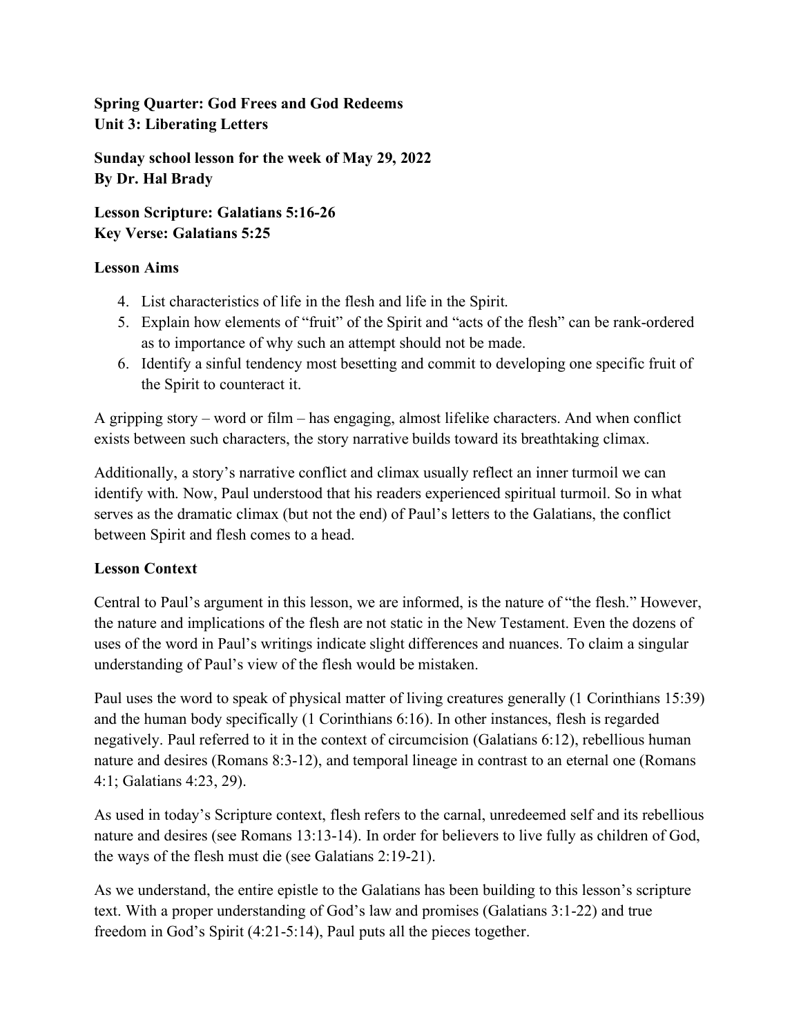**Spring Quarter: God Frees and God Redeems**
**Unit 3: Liberating Letters**

**Sunday school lesson for the week of May 29, 2022**
**By Dr. Hal Brady**

**Lesson Scripture: Galatians 5:16-26**
**Key Verse: Galatians 5:25**

**Lesson Aims**

4. List characteristics of life in the flesh and life in the Spirit.
5. Explain how elements of "fruit" of the Spirit and "acts of the flesh" can be rank-ordered as to importance of why such an attempt should not be made.
6. Identify a sinful tendency most besetting and commit to developing one specific fruit of the Spirit to counteract it.

A gripping story – word or film – has engaging, almost lifelike characters. And when conflict exists between such characters, the story narrative builds toward its breathtaking climax.

Additionally, a story's narrative conflict and climax usually reflect an inner turmoil we can identify with. Now, Paul understood that his readers experienced spiritual turmoil. So in what serves as the dramatic climax (but not the end) of Paul's letters to the Galatians, the conflict between Spirit and flesh comes to a head.

**Lesson Context**

Central to Paul's argument in this lesson, we are informed, is the nature of "the flesh." However, the nature and implications of the flesh are not static in the New Testament. Even the dozens of uses of the word in Paul's writings indicate slight differences and nuances. To claim a singular understanding of Paul's view of the flesh would be mistaken.

Paul uses the word to speak of physical matter of living creatures generally (1 Corinthians 15:39) and the human body specifically (1 Corinthians 6:16). In other instances, flesh is regarded negatively. Paul referred to it in the context of circumcision (Galatians 6:12), rebellious human nature and desires (Romans 8:3-12), and temporal lineage in contrast to an eternal one (Romans 4:1; Galatians 4:23, 29).

As used in today's Scripture context, flesh refers to the carnal, unredeemed self and its rebellious nature and desires (see Romans 13:13-14). In order for believers to live fully as children of God, the ways of the flesh must die (see Galatians 2:19-21).

As we understand, the entire epistle to the Galatians has been building to this lesson's scripture text. With a proper understanding of God's law and promises (Galatians 3:1-22) and true freedom in God's Spirit (4:21-5:14), Paul puts all the pieces together.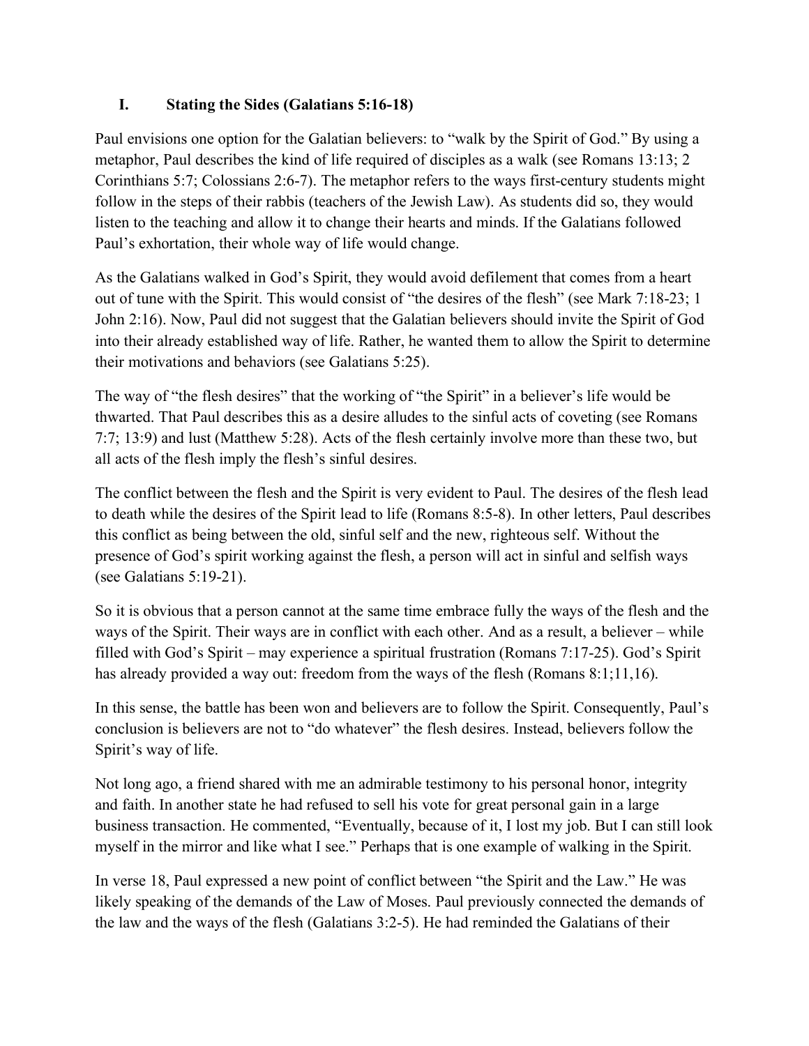## I. Stating the Sides (Galatians 5:16-18)

Paul envisions one option for the Galatian believers: to "walk by the Spirit of God." By using a metaphor, Paul describes the kind of life required of disciples as a walk (see Romans 13:13; 2 Corinthians 5:7; Colossians 2:6-7). The metaphor refers to the ways first-century students might follow in the steps of their rabbis (teachers of the Jewish Law). As students did so, they would listen to the teaching and allow it to change their hearts and minds. If the Galatians followed Paul's exhortation, their whole way of life would change.

As the Galatians walked in God's Spirit, they would avoid defilement that comes from a heart out of tune with the Spirit. This would consist of "the desires of the flesh" (see Mark 7:18-23; 1 John 2:16). Now, Paul did not suggest that the Galatian believers should invite the Spirit of God into their already established way of life. Rather, he wanted them to allow the Spirit to determine their motivations and behaviors (see Galatians 5:25).

The way of "the flesh desires" that the working of "the Spirit" in a believer's life would be thwarted. That Paul describes this as a desire alludes to the sinful acts of coveting (see Romans 7:7; 13:9) and lust (Matthew 5:28). Acts of the flesh certainly involve more than these two, but all acts of the flesh imply the flesh's sinful desires.

The conflict between the flesh and the Spirit is very evident to Paul. The desires of the flesh lead to death while the desires of the Spirit lead to life (Romans 8:5-8). In other letters, Paul describes this conflict as being between the old, sinful self and the new, righteous self. Without the presence of God's spirit working against the flesh, a person will act in sinful and selfish ways (see Galatians 5:19-21).

So it is obvious that a person cannot at the same time embrace fully the ways of the flesh and the ways of the Spirit. Their ways are in conflict with each other. And as a result, a believer – while filled with God's Spirit – may experience a spiritual frustration (Romans 7:17-25). God's Spirit has already provided a way out: freedom from the ways of the flesh (Romans 8:1;11,16).

In this sense, the battle has been won and believers are to follow the Spirit. Consequently, Paul's conclusion is believers are not to "do whatever" the flesh desires. Instead, believers follow the Spirit's way of life.

Not long ago, a friend shared with me an admirable testimony to his personal honor, integrity and faith. In another state he had refused to sell his vote for great personal gain in a large business transaction. He commented, "Eventually, because of it, I lost my job. But I can still look myself in the mirror and like what I see." Perhaps that is one example of walking in the Spirit.

In verse 18, Paul expressed a new point of conflict between "the Spirit and the Law." He was likely speaking of the demands of the Law of Moses. Paul previously connected the demands of the law and the ways of the flesh (Galatians 3:2-5). He had reminded the Galatians of their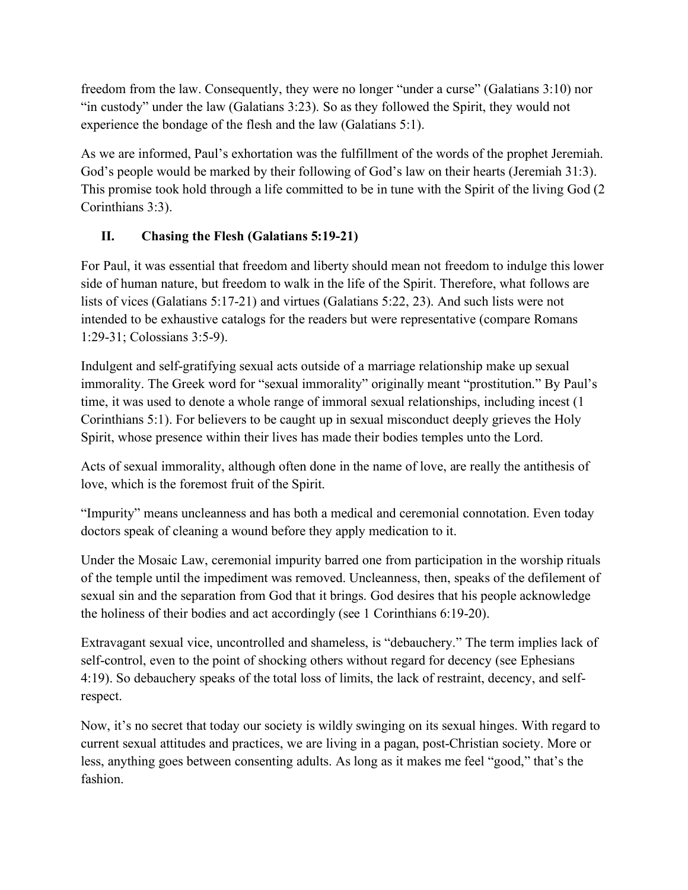freedom from the law. Consequently, they were no longer "under a curse" (Galatians 3:10) nor "in custody" under the law (Galatians 3:23). So as they followed the Spirit, they would not experience the bondage of the flesh and the law (Galatians 5:1).

As we are informed, Paul's exhortation was the fulfillment of the words of the prophet Jeremiah. God's people would be marked by their following of God's law on their hearts (Jeremiah 31:3). This promise took hold through a life committed to be in tune with the Spirit of the living God (2 Corinthians 3:3).

## II. Chasing the Flesh (Galatians 5:19-21)

For Paul, it was essential that freedom and liberty should mean not freedom to indulge this lower side of human nature, but freedom to walk in the life of the Spirit. Therefore, what follows are lists of vices (Galatians 5:17-21) and virtues (Galatians 5:22, 23). And such lists were not intended to be exhaustive catalogs for the readers but were representative (compare Romans 1:29-31; Colossians 3:5-9).

Indulgent and self-gratifying sexual acts outside of a marriage relationship make up sexual immorality. The Greek word for "sexual immorality" originally meant "prostitution." By Paul's time, it was used to denote a whole range of immoral sexual relationships, including incest (1 Corinthians 5:1). For believers to be caught up in sexual misconduct deeply grieves the Holy Spirit, whose presence within their lives has made their bodies temples unto the Lord.

Acts of sexual immorality, although often done in the name of love, are really the antithesis of love, which is the foremost fruit of the Spirit.

"Impurity" means uncleanness and has both a medical and ceremonial connotation. Even today doctors speak of cleaning a wound before they apply medication to it.

Under the Mosaic Law, ceremonial impurity barred one from participation in the worship rituals of the temple until the impediment was removed. Uncleanness, then, speaks of the defilement of sexual sin and the separation from God that it brings. God desires that his people acknowledge the holiness of their bodies and act accordingly (see 1 Corinthians 6:19-20).

Extravagant sexual vice, uncontrolled and shameless, is "debauchery." The term implies lack of self-control, even to the point of shocking others without regard for decency (see Ephesians 4:19). So debauchery speaks of the total loss of limits, the lack of restraint, decency, and self-respect.

Now, it's no secret that today our society is wildly swinging on its sexual hinges. With regard to current sexual attitudes and practices, we are living in a pagan, post-Christian society. More or less, anything goes between consenting adults. As long as it makes me feel "good," that's the fashion.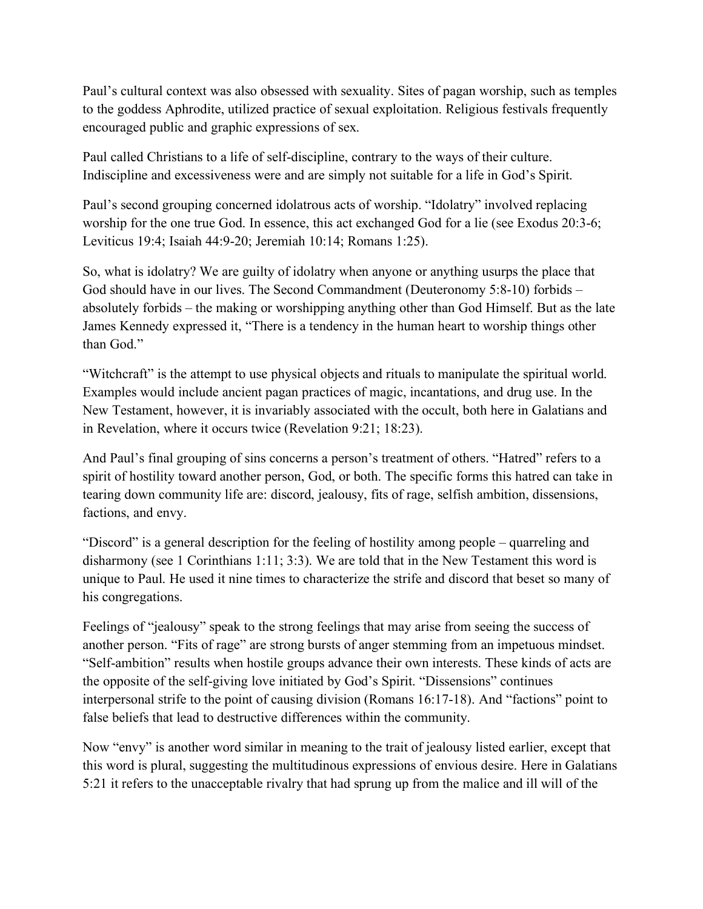Paul's cultural context was also obsessed with sexuality. Sites of pagan worship, such as temples to the goddess Aphrodite, utilized practice of sexual exploitation. Religious festivals frequently encouraged public and graphic expressions of sex.

Paul called Christians to a life of self-discipline, contrary to the ways of their culture. Indiscipline and excessiveness were and are simply not suitable for a life in God's Spirit.

Paul's second grouping concerned idolatrous acts of worship. "Idolatry" involved replacing worship for the one true God. In essence, this act exchanged God for a lie (see Exodus 20:3-6; Leviticus 19:4; Isaiah 44:9-20; Jeremiah 10:14; Romans 1:25).

So, what is idolatry? We are guilty of idolatry when anyone or anything usurps the place that God should have in our lives. The Second Commandment (Deuteronomy 5:8-10) forbids – absolutely forbids – the making or worshipping anything other than God Himself. But as the late James Kennedy expressed it, "There is a tendency in the human heart to worship things other than God."

"Witchcraft" is the attempt to use physical objects and rituals to manipulate the spiritual world. Examples would include ancient pagan practices of magic, incantations, and drug use. In the New Testament, however, it is invariably associated with the occult, both here in Galatians and in Revelation, where it occurs twice (Revelation 9:21; 18:23).

And Paul's final grouping of sins concerns a person's treatment of others. "Hatred" refers to a spirit of hostility toward another person, God, or both. The specific forms this hatred can take in tearing down community life are: discord, jealousy, fits of rage, selfish ambition, dissensions, factions, and envy.

"Discord" is a general description for the feeling of hostility among people – quarreling and disharmony (see 1 Corinthians 1:11; 3:3). We are told that in the New Testament this word is unique to Paul. He used it nine times to characterize the strife and discord that beset so many of his congregations.

Feelings of "jealousy" speak to the strong feelings that may arise from seeing the success of another person. "Fits of rage" are strong bursts of anger stemming from an impetuous mindset. "Self-ambition" results when hostile groups advance their own interests. These kinds of acts are the opposite of the self-giving love initiated by God's Spirit. "Dissensions" continues interpersonal strife to the point of causing division (Romans 16:17-18). And "factions" point to false beliefs that lead to destructive differences within the community.

Now "envy" is another word similar in meaning to the trait of jealousy listed earlier, except that this word is plural, suggesting the multitudinous expressions of envious desire. Here in Galatians 5:21 it refers to the unacceptable rivalry that had sprung up from the malice and ill will of the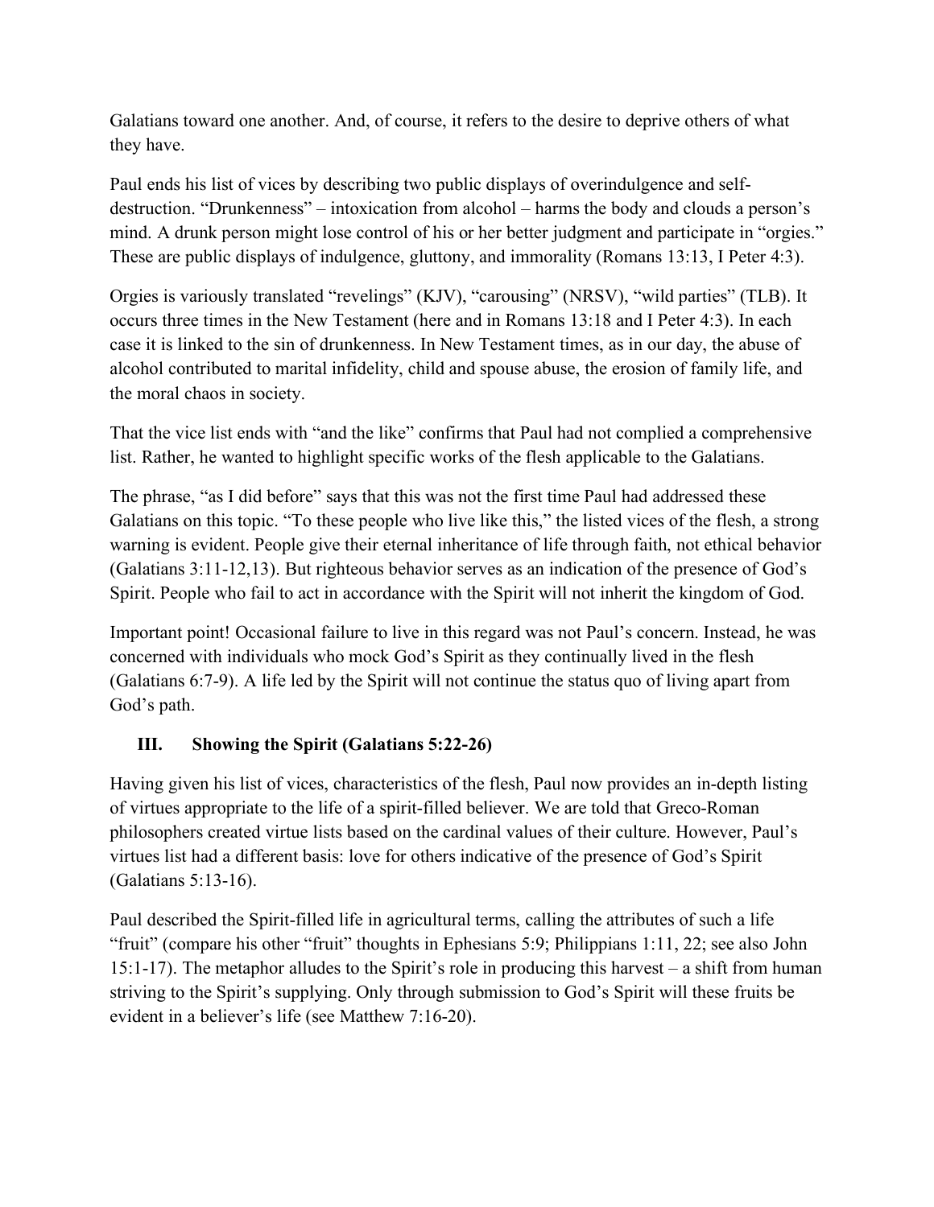Galatians toward one another. And, of course, it refers to the desire to deprive others of what they have.

Paul ends his list of vices by describing two public displays of overindulgence and self-destruction. "Drunkenness" – intoxication from alcohol – harms the body and clouds a person's mind. A drunk person might lose control of his or her better judgment and participate in "orgies." These are public displays of indulgence, gluttony, and immorality (Romans 13:13, I Peter 4:3).

Orgies is variously translated "revelings" (KJV), "carousing" (NRSV), "wild parties" (TLB). It occurs three times in the New Testament (here and in Romans 13:18 and I Peter 4:3). In each case it is linked to the sin of drunkenness. In New Testament times, as in our day, the abuse of alcohol contributed to marital infidelity, child and spouse abuse, the erosion of family life, and the moral chaos in society.

That the vice list ends with "and the like" confirms that Paul had not complied a comprehensive list. Rather, he wanted to highlight specific works of the flesh applicable to the Galatians.

The phrase, "as I did before" says that this was not the first time Paul had addressed these Galatians on this topic. "To these people who live like this," the listed vices of the flesh, a strong warning is evident. People give their eternal inheritance of life through faith, not ethical behavior (Galatians 3:11-12,13). But righteous behavior serves as an indication of the presence of God's Spirit. People who fail to act in accordance with the Spirit will not inherit the kingdom of God.

Important point! Occasional failure to live in this regard was not Paul's concern. Instead, he was concerned with individuals who mock God's Spirit as they continually lived in the flesh (Galatians 6:7-9). A life led by the Spirit will not continue the status quo of living apart from God's path.

### III. Showing the Spirit (Galatians 5:22-26)

Having given his list of vices, characteristics of the flesh, Paul now provides an in-depth listing of virtues appropriate to the life of a spirit-filled believer. We are told that Greco-Roman philosophers created virtue lists based on the cardinal values of their culture. However, Paul's virtues list had a different basis: love for others indicative of the presence of God's Spirit (Galatians 5:13-16).

Paul described the Spirit-filled life in agricultural terms, calling the attributes of such a life "fruit" (compare his other "fruit" thoughts in Ephesians 5:9; Philippians 1:11, 22; see also John 15:1-17). The metaphor alludes to the Spirit's role in producing this harvest – a shift from human striving to the Spirit's supplying. Only through submission to God's Spirit will these fruits be evident in a believer's life (see Matthew 7:16-20).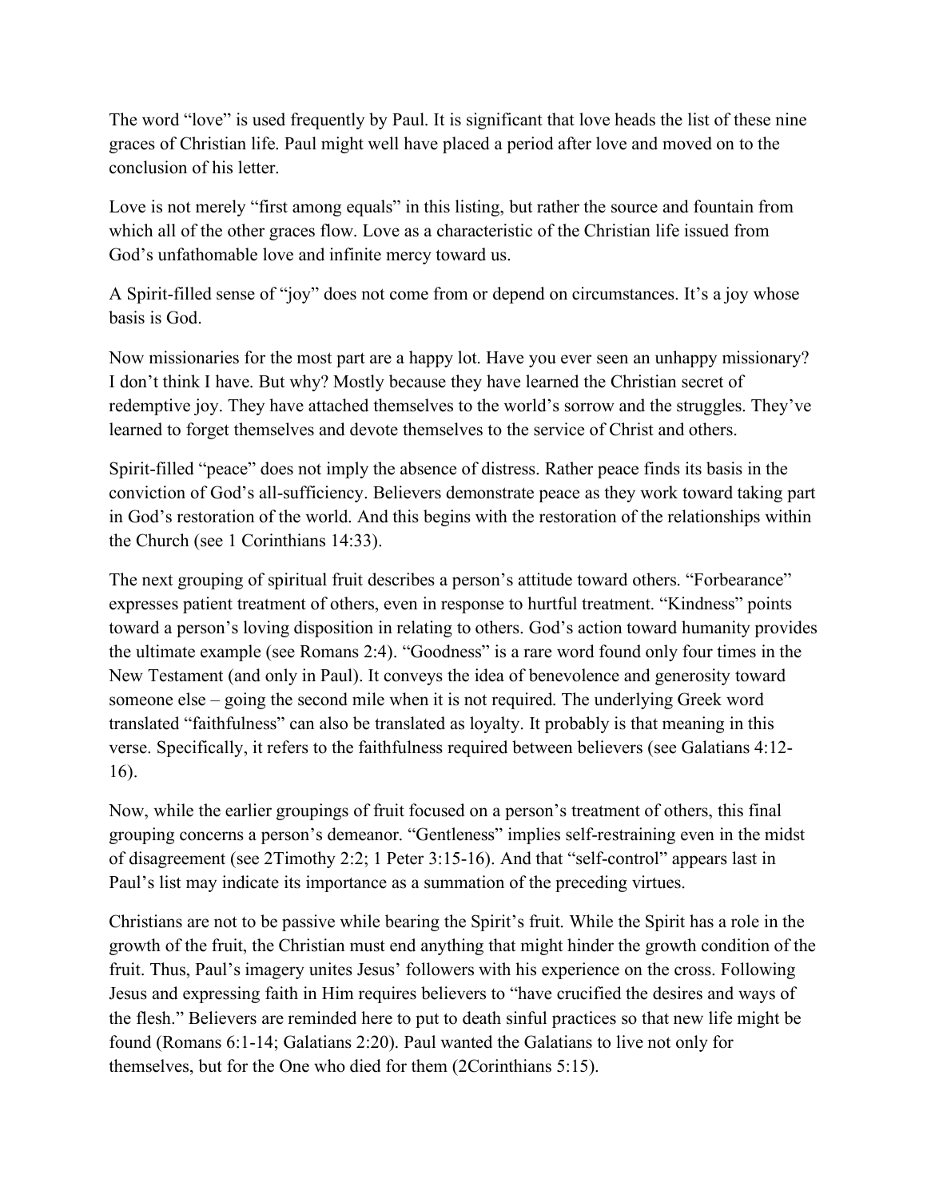The word “love” is used frequently by Paul. It is significant that love heads the list of these nine graces of Christian life. Paul might well have placed a period after love and moved on to the conclusion of his letter.

Love is not merely “first among equals” in this listing, but rather the source and fountain from which all of the other graces flow. Love as a characteristic of the Christian life issued from God’s unfathomable love and infinite mercy toward us.

A Spirit-filled sense of “joy” does not come from or depend on circumstances. It’s a joy whose basis is God.

Now missionaries for the most part are a happy lot. Have you ever seen an unhappy missionary? I don’t think I have. But why? Mostly because they have learned the Christian secret of redemptive joy. They have attached themselves to the world’s sorrow and the struggles. They’ve learned to forget themselves and devote themselves to the service of Christ and others.

Spirit-filled “peace” does not imply the absence of distress. Rather peace finds its basis in the conviction of God’s all-sufficiency. Believers demonstrate peace as they work toward taking part in God’s restoration of the world. And this begins with the restoration of the relationships within the Church (see 1 Corinthians 14:33).

The next grouping of spiritual fruit describes a person’s attitude toward others. “Forbearance” expresses patient treatment of others, even in response to hurtful treatment. “Kindness” points toward a person’s loving disposition in relating to others. God’s action toward humanity provides the ultimate example (see Romans 2:4). “Goodness” is a rare word found only four times in the New Testament (and only in Paul). It conveys the idea of benevolence and generosity toward someone else – going the second mile when it is not required. The underlying Greek word translated “faithfulness” can also be translated as loyalty. It probably is that meaning in this verse. Specifically, it refers to the faithfulness required between believers (see Galatians 4:12-16).

Now, while the earlier groupings of fruit focused on a person’s treatment of others, this final grouping concerns a person’s demeanor. “Gentleness” implies self-restraining even in the midst of disagreement (see 2Timothy 2:2; 1 Peter 3:15-16). And that “self-control” appears last in Paul’s list may indicate its importance as a summation of the preceding virtues.

Christians are not to be passive while bearing the Spirit’s fruit. While the Spirit has a role in the growth of the fruit, the Christian must end anything that might hinder the growth condition of the fruit. Thus, Paul’s imagery unites Jesus’ followers with his experience on the cross. Following Jesus and expressing faith in Him requires believers to “have crucified the desires and ways of the flesh.” Believers are reminded here to put to death sinful practices so that new life might be found (Romans 6:1-14; Galatians 2:20). Paul wanted the Galatians to live not only for themselves, but for the One who died for them (2Corinthians 5:15).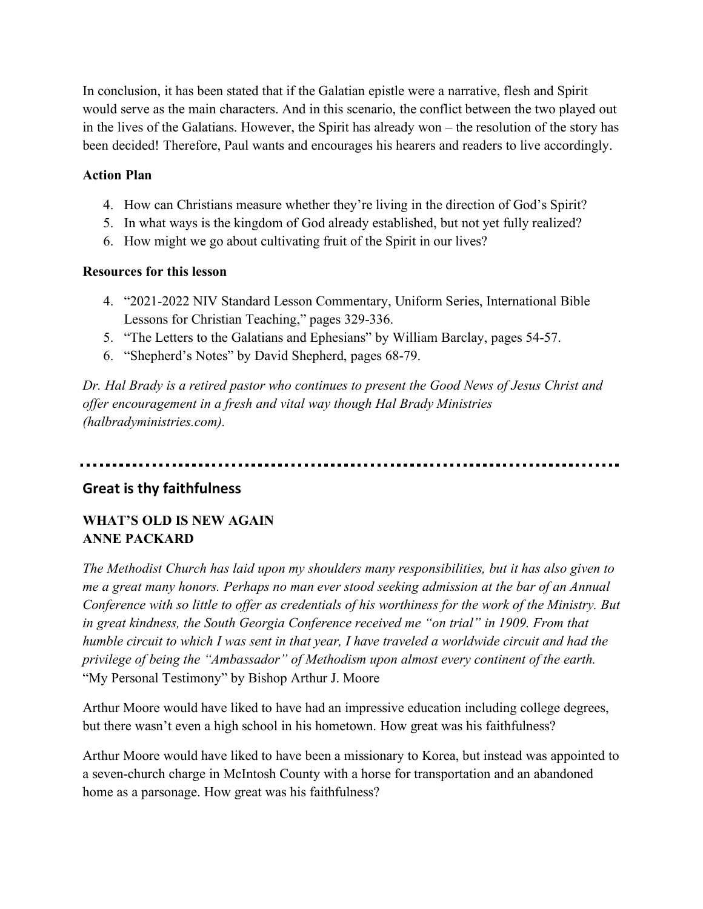In conclusion, it has been stated that if the Galatian epistle were a narrative, flesh and Spirit would serve as the main characters. And in this scenario, the conflict between the two played out in the lives of the Galatians. However, the Spirit has already won – the resolution of the story has been decided! Therefore, Paul wants and encourages his hearers and readers to live accordingly.

**Action Plan**

4. How can Christians measure whether they're living in the direction of God's Spirit?
5. In what ways is the kingdom of God already established, but not yet fully realized?
6. How might we go about cultivating fruit of the Spirit in our lives?

**Resources for this lesson**

4. "2021-2022 NIV Standard Lesson Commentary, Uniform Series, International Bible Lessons for Christian Teaching," pages 329-336.
5. "The Letters to the Galatians and Ephesians" by William Barclay, pages 54-57.
6. "Shepherd's Notes" by David Shepherd, pages 68-79.

*Dr. Hal Brady is a retired pastor who continues to present the Good News of Jesus Christ and offer encouragement in a fresh and vital way though Hal Brady Ministries (halbradyministries.com).*

---

## Great is thy faithfulness

**WHAT'S OLD IS NEW AGAIN**
**ANNE PACKARD**

*The Methodist Church has laid upon my shoulders many responsibilities, but it has also given to me a great many honors. Perhaps no man ever stood seeking admission at the bar of an Annual Conference with so little to offer as credentials of his worthiness for the work of the Ministry. But in great kindness, the South Georgia Conference received me "on trial" in 1909. From that humble circuit to which I was sent in that year, I have traveled a worldwide circuit and had the privilege of being the "Ambassador" of Methodism upon almost every continent of the earth.*
"My Personal Testimony" by Bishop Arthur J. Moore

Arthur Moore would have liked to have had an impressive education including college degrees, but there wasn't even a high school in his hometown. How great was his faithfulness?

Arthur Moore would have liked to have been a missionary to Korea, but instead was appointed to a seven-church charge in McIntosh County with a horse for transportation and an abandoned home as a parsonage. How great was his faithfulness?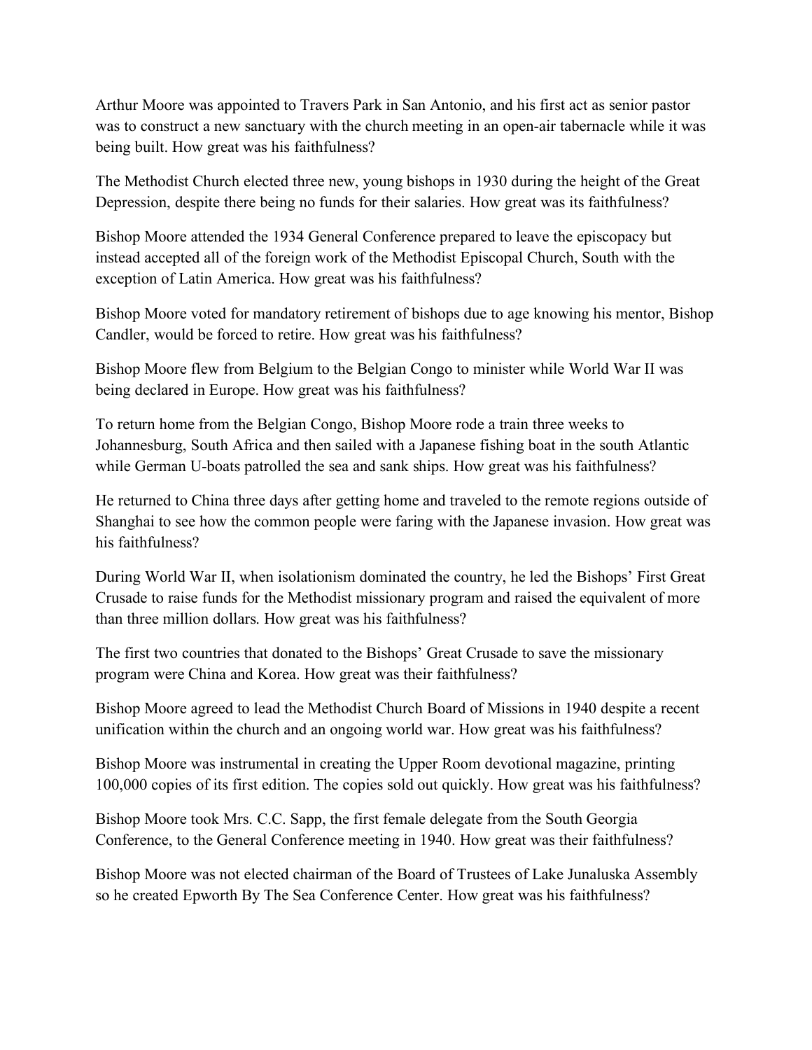Arthur Moore was appointed to Travers Park in San Antonio, and his first act as senior pastor was to construct a new sanctuary with the church meeting in an open-air tabernacle while it was being built. How great was his faithfulness?

The Methodist Church elected three new, young bishops in 1930 during the height of the Great Depression, despite there being no funds for their salaries. How great was its faithfulness?

Bishop Moore attended the 1934 General Conference prepared to leave the episcopacy but instead accepted all of the foreign work of the Methodist Episcopal Church, South with the exception of Latin America. How great was his faithfulness?

Bishop Moore voted for mandatory retirement of bishops due to age knowing his mentor, Bishop Candler, would be forced to retire. How great was his faithfulness?

Bishop Moore flew from Belgium to the Belgian Congo to minister while World War II was being declared in Europe. How great was his faithfulness?

To return home from the Belgian Congo, Bishop Moore rode a train three weeks to Johannesburg, South Africa and then sailed with a Japanese fishing boat in the south Atlantic while German U-boats patrolled the sea and sank ships. How great was his faithfulness?

He returned to China three days after getting home and traveled to the remote regions outside of Shanghai to see how the common people were faring with the Japanese invasion. How great was his faithfulness?

During World War II, when isolationism dominated the country, he led the Bishops' First Great Crusade to raise funds for the Methodist missionary program and raised the equivalent of more than three million dollars. How great was his faithfulness?

The first two countries that donated to the Bishops' Great Crusade to save the missionary program were China and Korea. How great was their faithfulness?

Bishop Moore agreed to lead the Methodist Church Board of Missions in 1940 despite a recent unification within the church and an ongoing world war. How great was his faithfulness?

Bishop Moore was instrumental in creating the Upper Room devotional magazine, printing 100,000 copies of its first edition. The copies sold out quickly. How great was his faithfulness?

Bishop Moore took Mrs. C.C. Sapp, the first female delegate from the South Georgia Conference, to the General Conference meeting in 1940. How great was their faithfulness?

Bishop Moore was not elected chairman of the Board of Trustees of Lake Junaluska Assembly so he created Epworth By The Sea Conference Center. How great was his faithfulness?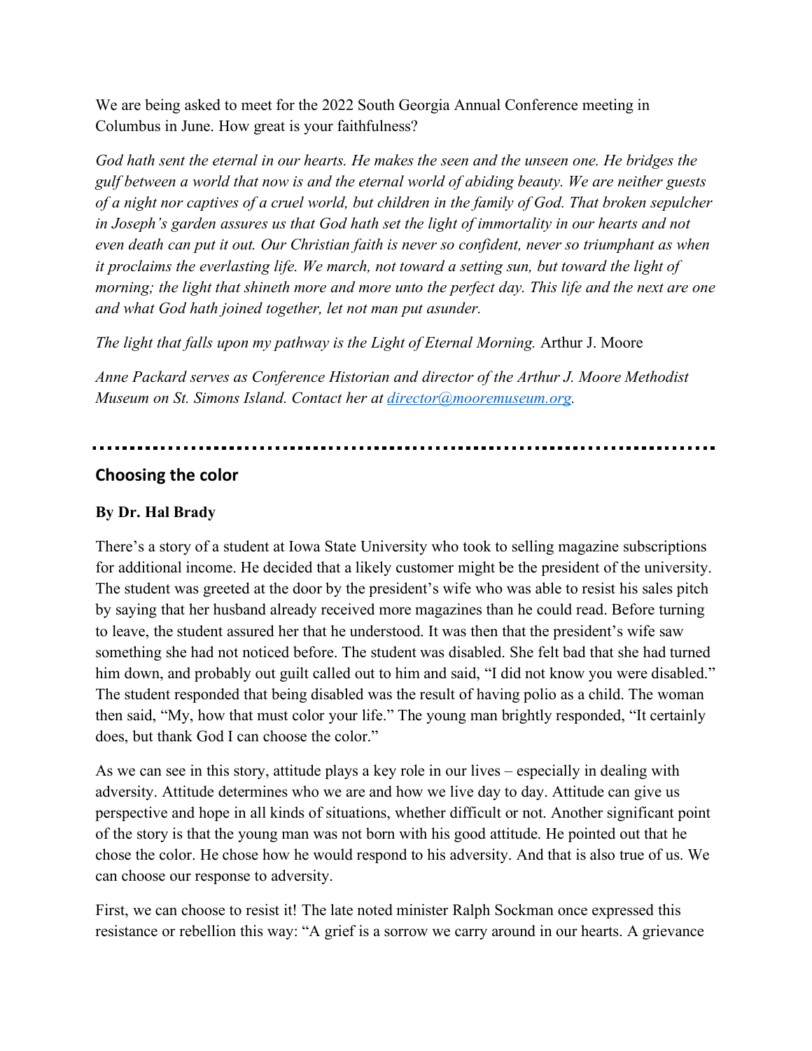We are being asked to meet for the 2022 South Georgia Annual Conference meeting in Columbus in June. How great is your faithfulness?

*God hath sent the eternal in our hearts. He makes the seen and the unseen one. He bridges the gulf between a world that now is and the eternal world of abiding beauty. We are neither guests of a night nor captives of a cruel world, but children in the family of God. That broken sepulcher in Joseph's garden assures us that God hath set the light of immortality in our hearts and not even death can put it out. Our Christian faith is never so confident, never so triumphant as when it proclaims the everlasting life. We march, not toward a setting sun, but toward the light of morning; the light that shineth more and more unto the perfect day. This life and the next are one and what God hath joined together, let not man put asunder.*

*The light that falls upon my pathway is the Light of Eternal Morning.* Arthur J. Moore

*Anne Packard serves as Conference Historian and director of the Arthur J. Moore Methodist Museum on St. Simons Island. Contact her at [director@mooremuseum.org](mailto:director@mooremuseum.org).*

---

## Choosing the color

**By Dr. Hal Brady**

There's a story of a student at Iowa State University who took to selling magazine subscriptions for additional income. He decided that a likely customer might be the president of the university. The student was greeted at the door by the president's wife who was able to resist his sales pitch by saying that her husband already received more magazines than he could read. Before turning to leave, the student assured her that he understood. It was then that the president's wife saw something she had not noticed before. The student was disabled. She felt bad that she had turned him down, and probably out guilt called out to him and said, "I did not know you were disabled." The student responded that being disabled was the result of having polio as a child. The woman then said, "My, how that must color your life." The young man brightly responded, "It certainly does, but thank God I can choose the color."

As we can see in this story, attitude plays a key role in our lives – especially in dealing with adversity. Attitude determines who we are and how we live day to day. Attitude can give us perspective and hope in all kinds of situations, whether difficult or not. Another significant point of the story is that the young man was not born with his good attitude. He pointed out that he chose the color. He chose how he would respond to his adversity. And that is also true of us. We can choose our response to adversity.

First, we can choose to resist it! The late noted minister Ralph Sockman once expressed this resistance or rebellion this way: "A grief is a sorrow we carry around in our hearts. A grievance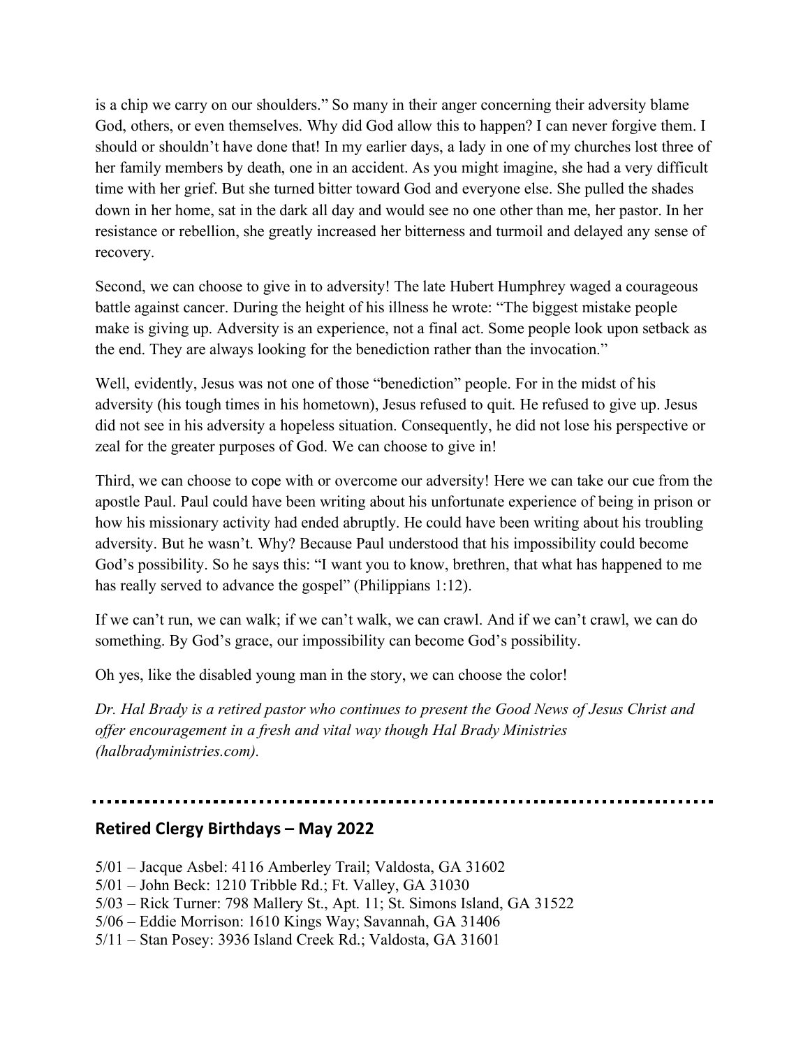is a chip we carry on our shoulders." So many in their anger concerning their adversity blame God, others, or even themselves. Why did God allow this to happen? I can never forgive them. I should or shouldn't have done that! In my earlier days, a lady in one of my churches lost three of her family members by death, one in an accident. As you might imagine, she had a very difficult time with her grief. But she turned bitter toward God and everyone else. She pulled the shades down in her home, sat in the dark all day and would see no one other than me, her pastor. In her resistance or rebellion, she greatly increased her bitterness and turmoil and delayed any sense of recovery.

Second, we can choose to give in to adversity! The late Hubert Humphrey waged a courageous battle against cancer. During the height of his illness he wrote: "The biggest mistake people make is giving up. Adversity is an experience, not a final act. Some people look upon setback as the end. They are always looking for the benediction rather than the invocation."

Well, evidently, Jesus was not one of those "benediction" people. For in the midst of his adversity (his tough times in his hometown), Jesus refused to quit. He refused to give up. Jesus did not see in his adversity a hopeless situation. Consequently, he did not lose his perspective or zeal for the greater purposes of God. We can choose to give in!

Third, we can choose to cope with or overcome our adversity! Here we can take our cue from the apostle Paul. Paul could have been writing about his unfortunate experience of being in prison or how his missionary activity had ended abruptly. He could have been writing about his troubling adversity. But he wasn't. Why? Because Paul understood that his impossibility could become God's possibility. So he says this: "I want you to know, brethren, that what has happened to me has really served to advance the gospel" (Philippians 1:12).

If we can't run, we can walk; if we can't walk, we can crawl. And if we can't crawl, we can do something. By God's grace, our impossibility can become God's possibility.

Oh yes, like the disabled young man in the story, we can choose the color!

*Dr. Hal Brady is a retired pastor who continues to present the Good News of Jesus Christ and offer encouragement in a fresh and vital way though Hal Brady Ministries (halbradyministries.com).*

---

## Retired Clergy Birthdays – May 2022

5/01 – Jacque Asbel: 4116 Amberley Trail; Valdosta, GA 31602
5/01 – John Beck: 1210 Tribble Rd.; Ft. Valley, GA 31030
5/03 – Rick Turner: 798 Mallery St., Apt. 11; St. Simons Island, GA 31522
5/06 – Eddie Morrison: 1610 Kings Way; Savannah, GA 31406
5/11 – Stan Posey: 3936 Island Creek Rd.; Valdosta, GA 31601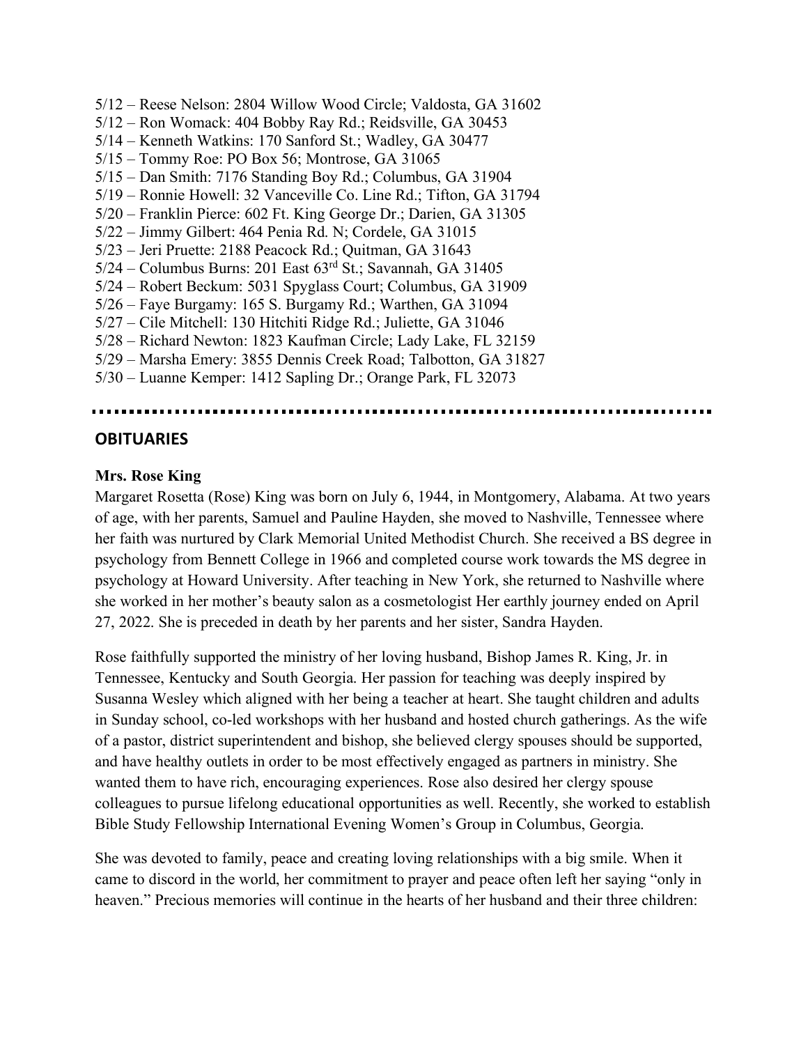5/12 – Reese Nelson: 2804 Willow Wood Circle; Valdosta, GA 31602
5/12 – Ron Womack: 404 Bobby Ray Rd.; Reidsville, GA 30453
5/14 – Kenneth Watkins: 170 Sanford St.; Wadley, GA 30477
5/15 – Tommy Roe: PO Box 56; Montrose, GA 31065
5/15 – Dan Smith: 7176 Standing Boy Rd.; Columbus, GA 31904
5/19 – Ronnie Howell: 32 Vanceville Co. Line Rd.; Tifton, GA 31794
5/20 – Franklin Pierce: 602 Ft. King George Dr.; Darien, GA 31305
5/22 – Jimmy Gilbert: 464 Penia Rd. N; Cordele, GA 31015
5/23 – Jeri Pruette: 2188 Peacock Rd.; Quitman, GA 31643
5/24 – Columbus Burns: 201 East 63rd St.; Savannah, GA 31405
5/24 – Robert Beckum: 5031 Spyglass Court; Columbus, GA 31909
5/26 – Faye Burgamy: 165 S. Burgamy Rd.; Warthen, GA 31094
5/27 – Cile Mitchell: 130 Hitchiti Ridge Rd.; Juliette, GA 31046
5/28 – Richard Newton: 1823 Kaufman Circle; Lady Lake, FL 32159
5/29 – Marsha Emery: 3855 Dennis Creek Road; Talbotton, GA 31827
5/30 – Luanne Kemper: 1412 Sapling Dr.; Orange Park, FL 32073

---

## OBITUARIES

**Mrs. Rose King**

Margaret Rosetta (Rose) King was born on July 6, 1944, in Montgomery, Alabama. At two years of age, with her parents, Samuel and Pauline Hayden, she moved to Nashville, Tennessee where her faith was nurtured by Clark Memorial United Methodist Church. She received a BS degree in psychology from Bennett College in 1966 and completed course work towards the MS degree in psychology at Howard University. After teaching in New York, she returned to Nashville where she worked in her mother's beauty salon as a cosmetologist Her earthly journey ended on April 27, 2022. She is preceded in death by her parents and her sister, Sandra Hayden.

Rose faithfully supported the ministry of her loving husband, Bishop James R. King, Jr. in Tennessee, Kentucky and South Georgia. Her passion for teaching was deeply inspired by Susanna Wesley which aligned with her being a teacher at heart. She taught children and adults in Sunday school, co-led workshops with her husband and hosted church gatherings. As the wife of a pastor, district superintendent and bishop, she believed clergy spouses should be supported, and have healthy outlets in order to be most effectively engaged as partners in ministry. She wanted them to have rich, encouraging experiences. Rose also desired her clergy spouse colleagues to pursue lifelong educational opportunities as well. Recently, she worked to establish Bible Study Fellowship International Evening Women's Group in Columbus, Georgia.

She was devoted to family, peace and creating loving relationships with a big smile. When it came to discord in the world, her commitment to prayer and peace often left her saying "only in heaven." Precious memories will continue in the hearts of her husband and their three children: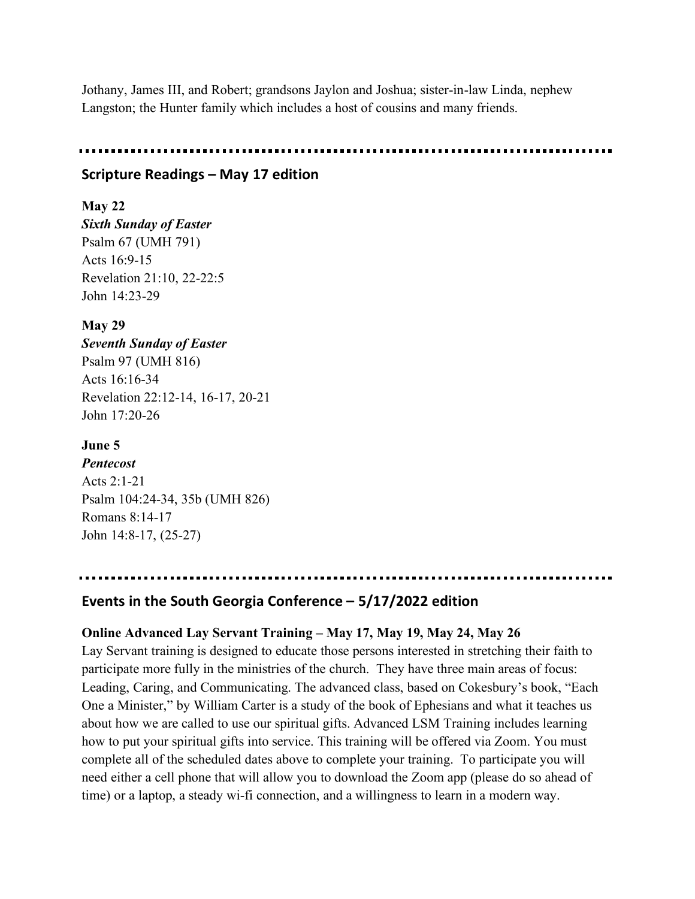Jothany, James III, and Robert; grandsons Jaylon and Joshua; sister-in-law Linda, nephew Langston; the Hunter family which includes a host of cousins and many friends.

---

## Scripture Readings – May 17 edition

**May 22**
***Sixth Sunday of Easter***
Psalm 67 (UMH 791)
Acts 16:9-15
Revelation 21:10, 22-22:5
John 14:23-29

**May 29**
***Seventh Sunday of Easter***
Psalm 97 (UMH 816)
Acts 16:16-34
Revelation 22:12-14, 16-17, 20-21
John 17:20-26

**June 5**
***Pentecost***
Acts 2:1-21
Psalm 104:24-34, 35b (UMH 826)
Romans 8:14-17
John 14:8-17, (25-27)

---

## Events in the South Georgia Conference – 5/17/2022 edition

**Online Advanced Lay Servant Training – May 17, May 19, May 24, May 26**
Lay Servant training is designed to educate those persons interested in stretching their faith to participate more fully in the ministries of the church. They have three main areas of focus: Leading, Caring, and Communicating. The advanced class, based on Cokesbury's book, "Each One a Minister," by William Carter is a study of the book of Ephesians and what it teaches us about how we are called to use our spiritual gifts. Advanced LSM Training includes learning how to put your spiritual gifts into service. This training will be offered via Zoom. You must complete all of the scheduled dates above to complete your training. To participate you will need either a cell phone that will allow you to download the Zoom app (please do so ahead of time) or a laptop, a steady wi-fi connection, and a willingness to learn in a modern way.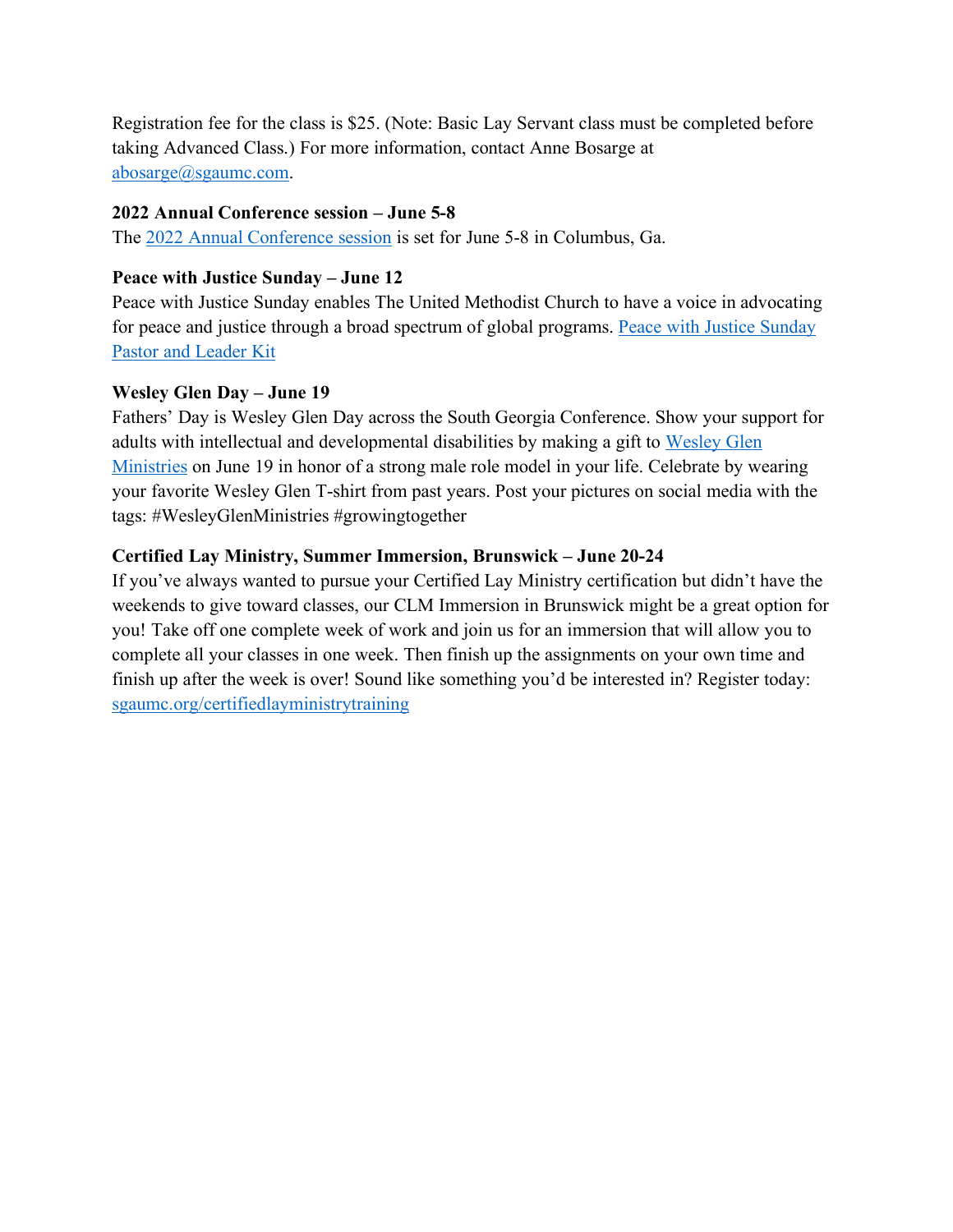Registration fee for the class is $25. (Note: Basic Lay Servant class must be completed before taking Advanced Class.) For more information, contact Anne Bosarge at abosarge@sgaumc.com.

**2022 Annual Conference session – June 5-8**
The 2022 Annual Conference session is set for June 5-8 in Columbus, Ga.

**Peace with Justice Sunday – June 12**
Peace with Justice Sunday enables The United Methodist Church to have a voice in advocating for peace and justice through a broad spectrum of global programs. Peace with Justice Sunday Pastor and Leader Kit

**Wesley Glen Day – June 19**
Fathers' Day is Wesley Glen Day across the South Georgia Conference. Show your support for adults with intellectual and developmental disabilities by making a gift to Wesley Glen Ministries on June 19 in honor of a strong male role model in your life. Celebrate by wearing your favorite Wesley Glen T-shirt from past years. Post your pictures on social media with the tags: #WesleyGlenMinistries #growingtogether

**Certified Lay Ministry, Summer Immersion, Brunswick – June 20-24**
If you've always wanted to pursue your Certified Lay Ministry certification but didn't have the weekends to give toward classes, our CLM Immersion in Brunswick might be a great option for you! Take off one complete week of work and join us for an immersion that will allow you to complete all your classes in one week. Then finish up the assignments on your own time and finish up after the week is over! Sound like something you'd be interested in? Register today: sgaumc.org/certifiedlayministrytraining